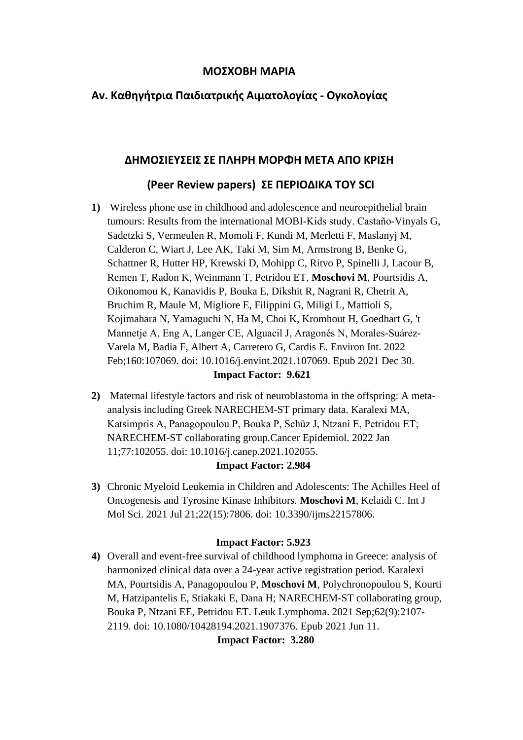**ΜΟΣΧΟΒΗ ΜΑΡΙΑ**

**Αν. Καθηγήτρια Παιδιατρικής Αιματολογίας - Ογκολογίας**

## ΔΗΜΟΣΙΕΥΣΕΙΣ ΣΕ ΠΛΗΡΗ ΜΟΡΦΗ ΜΕΤΑ ΑΠΟ ΚΡΙΣΗ

## (Peer Review papers) ΣΕ ΠΕΡΙΟΔΙΚΑ ΤΟΥ SCI

**1)** Wireless phone use in childhood and adolescence and neuroepithelial brain tumours: Results from the international MOBI-Kids study. Castaño-Vinyals G, Sadetzki S, Vermeulen R, Momoli F, Kundi M, Merletti F, Maslanyj M, Calderon C, Wiart J, Lee AK, Taki M, Sim M, Armstrong B, Benke G, Schattner R, Hutter HP, Krewski D, Mohipp C, Ritvo P, Spinelli J, Lacour B, Remen T, Radon K, Weinmann T, Petridou ET, **Moschovi M**, Pourtsidis A, Oikonomou K, Kanavidis P, Bouka E, Dikshit R, Nagrani R, Chetrit A, Bruchim R, Maule M, Migliore E, Filippini G, Miligi L, Mattioli S, Kojimahara N, Yamaguchi N, Ha M, Choi K, Kromhout H, Goedhart G, 't Mannetje A, Eng A, Langer CE, Alguacil J, Aragonés N, Morales-Suárez-Varela M, Badia F, Albert A, Carretero G, Cardis E. Environ Int. 2022 Feb;160:107069. doi: 10.1016/j.envint.2021.107069. Epub 2021 Dec 30.
**Impact Factor: 9.621**

**2)** Maternal lifestyle factors and risk of neuroblastoma in the offspring: A meta-analysis including Greek NARECHEM-ST primary data. Karalexi MA, Katsimpris A, Panagopoulou P, Bouka P, Schüz J, Ntzani E, Petridou ET; NARECHEM-ST collaborating group.Cancer Epidemiol. 2022 Jan 11;77:102055. doi: 10.1016/j.canep.2021.102055.
**Impact Factor: 2.984**

**3)** Chronic Myeloid Leukemia in Children and Adolescents: The Achilles Heel of Oncogenesis and Tyrosine Kinase Inhibitors. **Moschovi M**, Kelaidi C. Int J Mol Sci. 2021 Jul 21;22(15):7806. doi: 10.3390/ijms22157806.

**Impact Factor: 5.923**

**4)** Overall and event-free survival of childhood lymphoma in Greece: analysis of harmonized clinical data over a 24-year active registration period. Karalexi MA, Pourtsidis A, Panagopoulou P, **Moschovi M**, Polychronopoulou S, Kourti M, Hatzipantelis E, Stiakaki E, Dana H; NARECHEM-ST collaborating group, Bouka P, Ntzani EE, Petridou ET. Leuk Lymphoma. 2021 Sep;62(9):2107-2119. doi: 10.1080/10428194.2021.1907376. Epub 2021 Jun 11.
**Impact Factor: 3.280**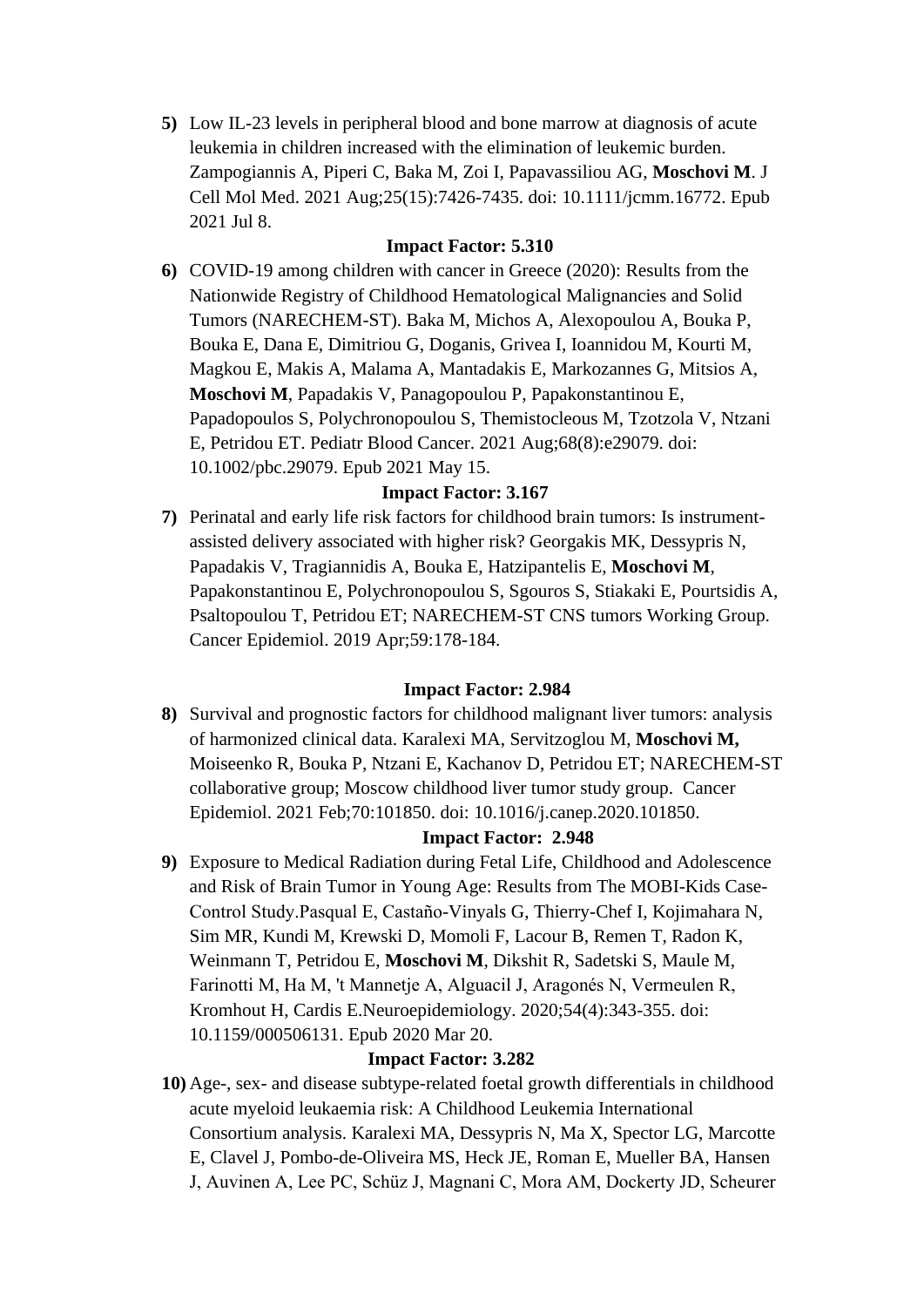5) Low IL-23 levels in peripheral blood and bone marrow at diagnosis of acute leukemia in children increased with the elimination of leukemic burden. Zampogiannis A, Piperi C, Baka M, Zoi I, Papavassiliou AG, **Moschovi M**. J Cell Mol Med. 2021 Aug;25(15):7426-7435. doi: 10.1111/jcmm.16772. Epub 2021 Jul 8.

**Impact Factor: 5.310**

6) COVID-19 among children with cancer in Greece (2020): Results from the Nationwide Registry of Childhood Hematological Malignancies and Solid Tumors (NARECHEM-ST). Baka M, Michos A, Alexopoulou A, Bouka P, Bouka E, Dana E, Dimitriou G, Doganis, Grivea I, Ioannidou M, Kourti M, Magkou E, Makis A, Malama A, Mantadakis E, Markozannes G, Mitsios A, **Moschovi M**, Papadakis V, Panagopoulou P, Papakonstantinou E, Papadopoulos S, Polychronopoulou S, Themistocleous M, Tzotzola V, Ntzani E, Petridou ET. Pediatr Blood Cancer. 2021 Aug;68(8):e29079. doi: 10.1002/pbc.29079. Epub 2021 May 15.

**Impact Factor: 3.167**

7) Perinatal and early life risk factors for childhood brain tumors: Is instrument-assisted delivery associated with higher risk? Georgakis MK, Dessypris N, Papadakis V, Tragiannidis A, Bouka E, Hatzipantelis E, **Moschovi M**, Papakonstantinou E, Polychronopoulou S, Sgouros S, Stiakaki E, Pourtsidis A, Psaltopoulou T, Petridou ET; NARECHEM-ST CNS tumors Working Group. Cancer Epidemiol. 2019 Apr;59:178-184.

**Impact Factor: 2.984**

8) Survival and prognostic factors for childhood malignant liver tumors: analysis of harmonized clinical data. Karalexi MA, Servitzoglou M, **Moschovi M,** Moiseenko R, Bouka P, Ntzani E, Kachanov D, Petridou ET; NARECHEM-ST collaborative group; Moscow childhood liver tumor study group. Cancer Epidemiol. 2021 Feb;70:101850. doi: 10.1016/j.canep.2020.101850.

**Impact Factor: 2.948**

9) Exposure to Medical Radiation during Fetal Life, Childhood and Adolescence and Risk of Brain Tumor in Young Age: Results from The MOBI-Kids Case-Control Study.Pasqual E, Castaño-Vinyals G, Thierry-Chef I, Kojimahara N, Sim MR, Kundi M, Krewski D, Momoli F, Lacour B, Remen T, Radon K, Weinmann T, Petridou E, **Moschovi M**, Dikshit R, Sadetski S, Maule M, Farinotti M, Ha M, 't Mannetje A, Alguacil J, Aragonés N, Vermeulen R, Kromhout H, Cardis E.Neuroepidemiology. 2020;54(4):343-355. doi: 10.1159/000506131. Epub 2020 Mar 20.

**Impact Factor: 3.282**

10) Age-, sex- and disease subtype-related foetal growth differentials in childhood acute myeloid leukaemia risk: A Childhood Leukemia International Consortium analysis. Karalexi MA, Dessypris N, Ma X, Spector LG, Marcotte E, Clavel J, Pombo-de-Oliveira MS, Heck JE, Roman E, Mueller BA, Hansen J, Auvinen A, Lee PC, Schüz J, Magnani C, Mora AM, Dockerty JD, Scheurer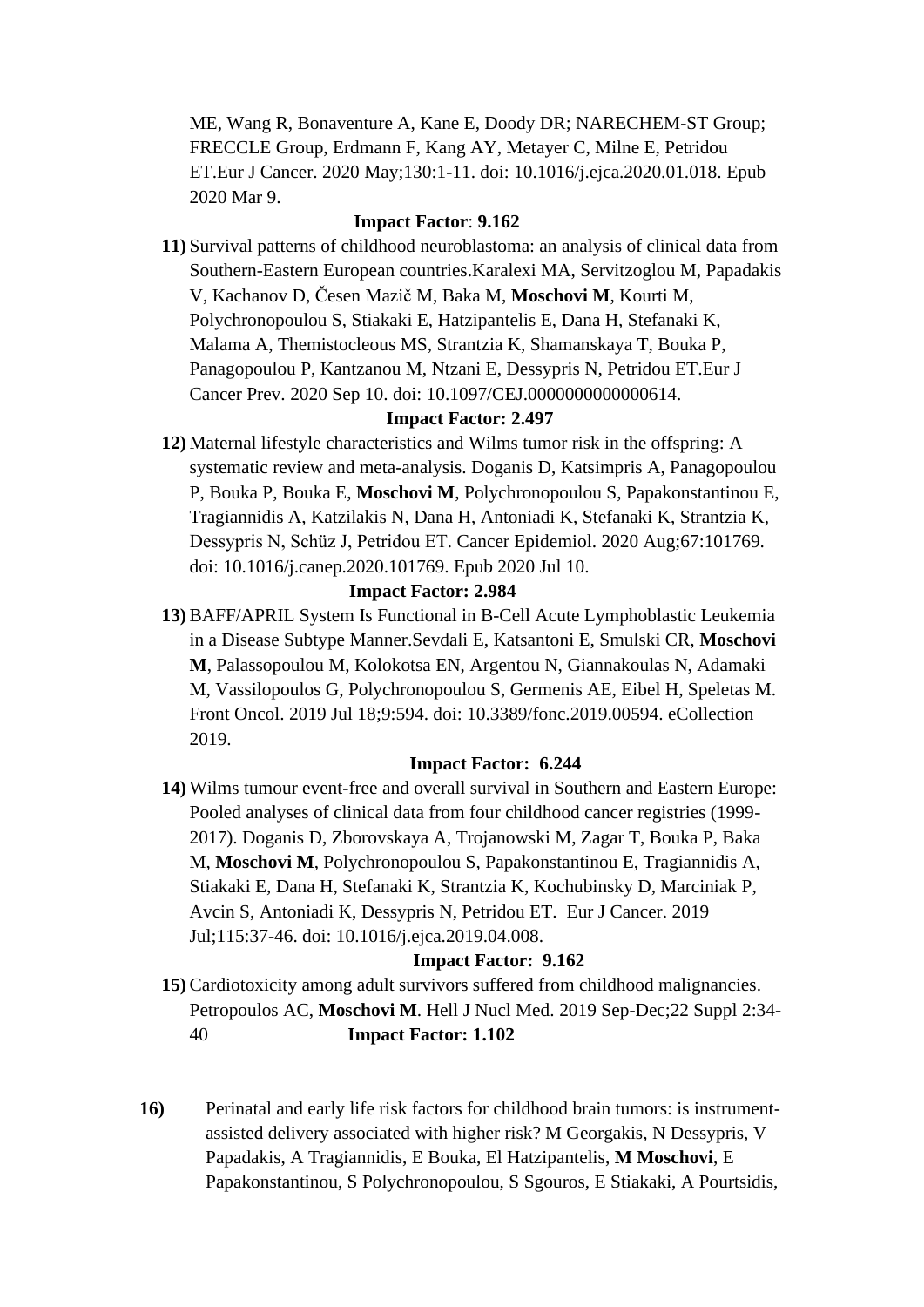ME, Wang R, Bonaventure A, Kane E, Doody DR; NARECHEM-ST Group; FRECCLE Group, Erdmann F, Kang AY, Metayer C, Milne E, Petridou ET.Eur J Cancer. 2020 May;130:1-11. doi: 10.1016/j.ejca.2020.01.018. Epub 2020 Mar 9.

**Impact Factor**: **9.162**

**11)** Survival patterns of childhood neuroblastoma: an analysis of clinical data from Southern-Eastern European countries.Karalexi MA, Servitzoglou M, Papadakis V, Kachanov D, Česen Mazič M, Baka M, **Moschovi M**, Kourti M, Polychronopoulou S, Stiakaki E, Hatzipantelis E, Dana H, Stefanaki K, Malama A, Themistocleous MS, Strantzia K, Shamanskaya T, Bouka P, Panagopoulou P, Kantzanou M, Ntzani E, Dessypris N, Petridou ET.Eur J Cancer Prev. 2020 Sep 10. doi: 10.1097/CEJ.0000000000000614.

**Impact Factor: 2.497**

**12)** Maternal lifestyle characteristics and Wilms tumor risk in the offspring: A systematic review and meta-analysis. Doganis D, Katsimpris A, Panagopoulou P, Bouka P, Bouka E, **Moschovi M**, Polychronopoulou S, Papakonstantinou E, Tragiannidis A, Katzilakis N, Dana H, Antoniadi K, Stefanaki K, Strantzia K, Dessypris N, Schüz J, Petridou ET. Cancer Epidemiol. 2020 Aug;67:101769. doi: 10.1016/j.canep.2020.101769. Epub 2020 Jul 10.

**Impact Factor: 2.984**

**13)** BAFF/APRIL System Is Functional in B-Cell Acute Lymphoblastic Leukemia in a Disease Subtype Manner.Sevdali E, Katsantoni E, Smulski CR, **Moschovi M**, Palassopoulou M, Kolokotsa EN, Argentou N, Giannakoulas N, Adamaki M, Vassilopoulos G, Polychronopoulou S, Germenis AE, Eibel H, Speletas M. Front Oncol. 2019 Jul 18;9:594. doi: 10.3389/fonc.2019.00594. eCollection 2019.

**Impact Factor: 6.244**

**14)** Wilms tumour event-free and overall survival in Southern and Eastern Europe: Pooled analyses of clinical data from four childhood cancer registries (1999-2017). Doganis D, Zborovskaya A, Trojanowski M, Zagar T, Bouka P, Baka M, **Moschovi M**, Polychronopoulou S, Papakonstantinou E, Tragiannidis A, Stiakaki E, Dana H, Stefanaki K, Strantzia K, Kochubinsky D, Marciniak P, Avcin S, Antoniadi K, Dessypris N, Petridou ET. Eur J Cancer. 2019 Jul;115:37-46. doi: 10.1016/j.ejca.2019.04.008.

**Impact Factor: 9.162**

**15)** Cardiotoxicity among adult survivors suffered from childhood malignancies. Petropoulos AC, **Moschovi M**. Hell J Nucl Med. 2019 Sep-Dec;22 Suppl 2:34-40 **Impact Factor: 1.102**

**16)** Perinatal and early life risk factors for childhood brain tumors: is instrument-assisted delivery associated with higher risk? M Georgakis, N Dessypris, V Papadakis, A Tragiannidis, E Bouka, El Hatzipantelis, **M Moschovi**, E Papakonstantinou, S Polychronopoulou, S Sgouros, E Stiakaki, A Pourtsidis,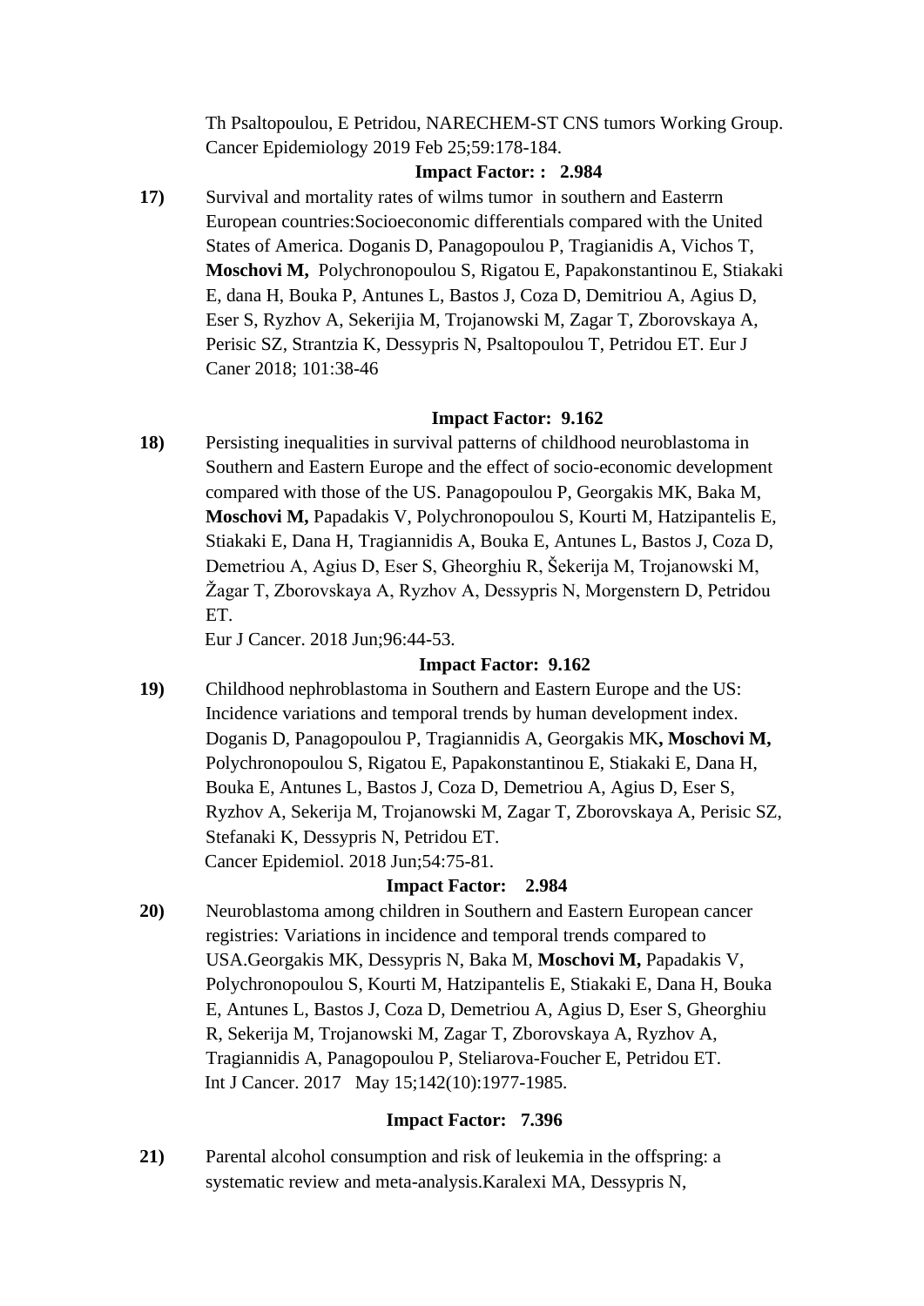Th Psaltopoulou, E Petridou, NARECHEM-ST CNS tumors Working Group. Cancer Epidemiology 2019 Feb 25;59:178-184.

**Impact Factor: : 2.984**

**17)** Survival and mortality rates of wilms tumor in southern and Easterrn European countries:Socioeconomic differentials compared with the United States of America. Doganis D, Panagopoulou P, Tragianidis A, Vichos T, **Moschovi M,** Polychronopoulou S, Rigatou E, Papakonstantinou E, Stiakaki E, dana H, Bouka P, Antunes L, Bastos J, Coza D, Demitriou A, Agius D, Eser S, Ryzhov A, Sekerijia M, Trojanowski M, Zagar T, Zborovskaya A, Perisic SZ, Strantzia K, Dessypris N, Psaltopoulou T, Petridou ET. Eur J Caner 2018; 101:38-46

**Impact Factor: 9.162**

**18)** Persisting inequalities in survival patterns of childhood neuroblastoma in Southern and Eastern Europe and the effect of socio-economic development compared with those of the US. Panagopoulou P, Georgakis MK, Baka M, **Moschovi M,** Papadakis V, Polychronopoulou S, Kourti M, Hatzipantelis E, Stiakaki E, Dana H, Tragiannidis A, Bouka E, Antunes L, Bastos J, Coza D, Demetriou A, Agius D, Eser S, Gheorghiu R, Šekerija M, Trojanowski M, Žagar T, Zborovskaya A, Ryzhov A, Dessypris N, Morgenstern D, Petridou ET.
Eur J Cancer. 2018 Jun;96:44-53.

**Impact Factor: 9.162**

**19)** Childhood nephroblastoma in Southern and Eastern Europe and the US: Incidence variations and temporal trends by human development index. Doganis D, Panagopoulou P, Tragiannidis A, Georgakis MK**, Moschovi M,** Polychronopoulou S, Rigatou E, Papakonstantinou E, Stiakaki E, Dana H, Bouka E, Antunes L, Bastos J, Coza D, Demetriou A, Agius D, Eser S, Ryzhov A, Sekerija M, Trojanowski M, Zagar T, Zborovskaya A, Perisic SZ, Stefanaki K, Dessypris N, Petridou ET.
Cancer Epidemiol. 2018 Jun;54:75-81.

**Impact Factor: 2.984**

**20)** Neuroblastoma among children in Southern and Eastern European cancer registries: Variations in incidence and temporal trends compared to USA.Georgakis MK, Dessypris N, Baka M, **Moschovi M,** Papadakis V, Polychronopoulou S, Kourti M, Hatzipantelis E, Stiakaki E, Dana H, Bouka E, Antunes L, Bastos J, Coza D, Demetriou A, Agius D, Eser S, Gheorghiu R, Sekerija M, Trojanowski M, Zagar T, Zborovskaya A, Ryzhov A, Tragiannidis A, Panagopoulou P, Steliarova-Foucher E, Petridou ET.
Int J Cancer. 2017 May 15;142(10):1977-1985.

**Impact Factor: 7.396**

**21)** Parental alcohol consumption and risk of leukemia in the offspring: a systematic review and meta-analysis.Karalexi MA, Dessypris N,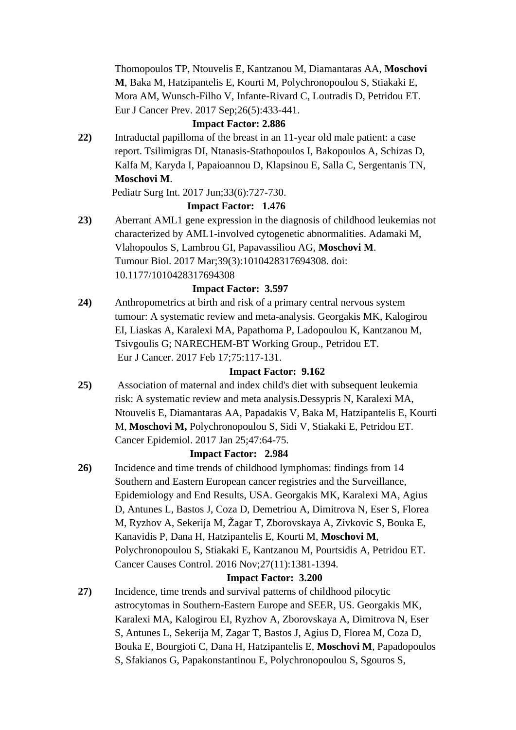Thomopoulos TP, Ntouvelis E, Kantzanou M, Diamantaras AA, **Moschovi M**, Baka M, Hatzipantelis E, Kourti M, Polychronopoulou S, Stiakaki E, Mora AM, Wunsch-Filho V, Infante-Rivard C, Loutradis D, Petridou ET. Eur J Cancer Prev. 2017 Sep;26(5):433-441.

**Impact Factor: 2.886**

**22)** Intraductal papilloma of the breast in an 11-year old male patient: a case report. Tsilimigras DI, Ntanasis-Stathopoulos I, Bakopoulos A, Schizas D, Kalfa M, Karyda I, Papaioannou D, Klapsinou E, Salla C, Sergentanis TN, **Moschovi M**.
Pediatr Surg Int. 2017 Jun;33(6):727-730.

**Impact Factor: 1.476**

**23)** Aberrant AML1 gene expression in the diagnosis of childhood leukemias not characterized by AML1-involved cytogenetic abnormalities. Adamaki M, Vlahopoulos S, Lambrou GI, Papavassiliou AG, **Moschovi M**.
Tumour Biol. 2017 Mar;39(3):1010428317694308. doi: 10.1177/1010428317694308

**Impact Factor: 3.597**

**24)** Anthropometrics at birth and risk of a primary central nervous system tumour: A systematic review and meta-analysis. Georgakis MK, Kalogirou EI, Liaskas A, Karalexi MA, Papathoma P, Ladopoulou K, Kantzanou M, Tsivgoulis G; NARECHEM-BT Working Group., Petridou ET.
Eur J Cancer. 2017 Feb 17;75:117-131.

**Impact Factor: 9.162**

**25)** Association of maternal and index child's diet with subsequent leukemia risk: A systematic review and meta analysis.Dessypris N, Karalexi MA, Ntouvelis E, Diamantaras AA, Papadakis V, Baka M, Hatzipantelis E, Kourti M, **Moschovi M,** Polychronopoulou S, Sidi V, Stiakaki E, Petridou ET.
Cancer Epidemiol. 2017 Jan 25;47:64-75.

**Impact Factor: 2.984**

**26)** Incidence and time trends of childhood lymphomas: findings from 14 Southern and Eastern European cancer registries and the Surveillance, Epidemiology and End Results, USA. Georgakis MK, Karalexi MA, Agius D, Antunes L, Bastos J, Coza D, Demetriou A, Dimitrova N, Eser S, Florea M, Ryzhov A, Sekerija M, Žagar T, Zborovskaya A, Zivkovic S, Bouka E, Kanavidis P, Dana H, Hatzipantelis E, Kourti M, **Moschovi M**, Polychronopoulou S, Stiakaki E, Kantzanou M, Pourtsidis A, Petridou ET.
Cancer Causes Control. 2016 Nov;27(11):1381-1394.

**Impact Factor: 3.200**

**27)** Incidence, time trends and survival patterns of childhood pilocytic astrocytomas in Southern-Eastern Europe and SEER, US. Georgakis MK, Karalexi MA, Kalogirou EI, Ryzhov A, Zborovskaya A, Dimitrova N, Eser S, Antunes L, Sekerija M, Zagar T, Bastos J, Agius D, Florea M, Coza D, Bouka E, Bourgioti C, Dana H, Hatzipantelis E, **Moschovi M**, Papadopoulos S, Sfakianos G, Papakonstantinou E, Polychronopoulou S, Sgouros S,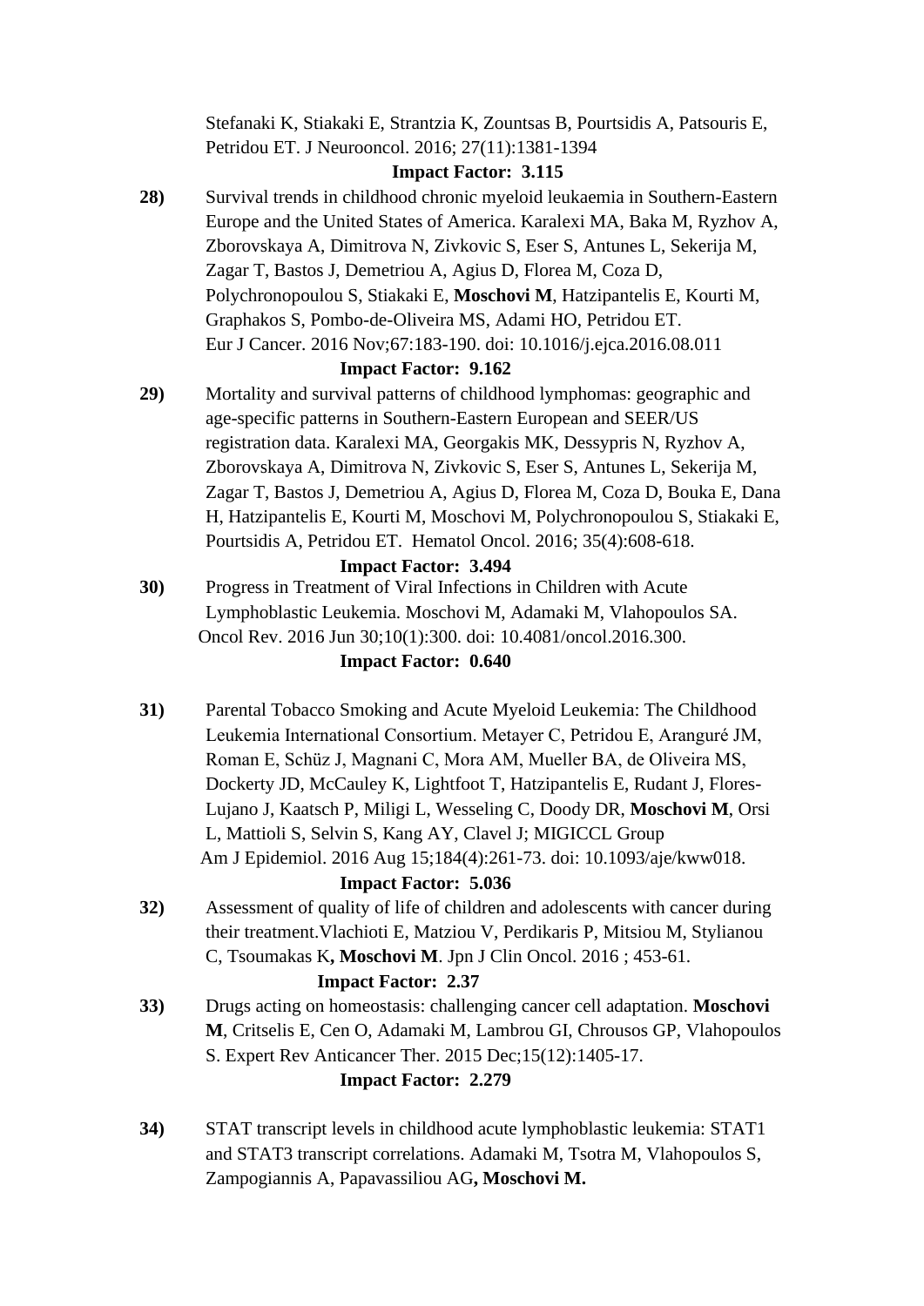Stefanaki K, Stiakaki E, Strantzia K, Zountsas B, Pourtsidis A, Patsouris E, Petridou ET. J Neurooncol. 2016; 27(11):1381-1394

**Impact Factor: 3.115**

**28)** Survival trends in childhood chronic myeloid leukaemia in Southern-Eastern Europe and the United States of America. Karalexi MA, Baka M, Ryzhov A, Zborovskaya A, Dimitrova N, Zivkovic S, Eser S, Antunes L, Sekerija M, Zagar T, Bastos J, Demetriou A, Agius D, Florea M, Coza D, Polychronopoulou S, Stiakaki E, **Moschovi M**, Hatzipantelis E, Kourti M, Graphakos S, Pombo-de-Oliveira MS, Adami HO, Petridou ET. Eur J Cancer. 2016 Nov;67:183-190. doi: 10.1016/j.ejca.2016.08.011

**Impact Factor: 9.162**

**29)** Mortality and survival patterns of childhood lymphomas: geographic and age-specific patterns in Southern-Eastern European and SEER/US registration data. Karalexi MA, Georgakis MK, Dessypris N, Ryzhov A, Zborovskaya A, Dimitrova N, Zivkovic S, Eser S, Antunes L, Sekerija M, Zagar T, Bastos J, Demetriou A, Agius D, Florea M, Coza D, Bouka E, Dana H, Hatzipantelis E, Kourti M, Moschovi M, Polychronopoulou S, Stiakaki E, Pourtsidis A, Petridou ET. Hematol Oncol. 2016; 35(4):608-618.

**Impact Factor: 3.494**

**30)** Progress in Treatment of Viral Infections in Children with Acute Lymphoblastic Leukemia. Moschovi M, Adamaki M, Vlahopoulos SA. Oncol Rev. 2016 Jun 30;10(1):300. doi: 10.4081/oncol.2016.300.

**Impact Factor: 0.640**

**31)** Parental Tobacco Smoking and Acute Myeloid Leukemia: The Childhood Leukemia International Consortium. Metayer C, Petridou E, Aranguré JM, Roman E, Schüz J, Magnani C, Mora AM, Mueller BA, de Oliveira MS, Dockerty JD, McCauley K, Lightfoot T, Hatzipantelis E, Rudant J, Flores-Lujano J, Kaatsch P, Miligi L, Wesseling C, Doody DR, **Moschovi M**, Orsi L, Mattioli S, Selvin S, Kang AY, Clavel J; MIGICCL Group Am J Epidemiol. 2016 Aug 15;184(4):261-73. doi: 10.1093/aje/kww018.

**Impact Factor: 5.036**

**32)** Assessment of quality of life of children and adolescents with cancer during their treatment.Vlachioti E, Matziou V, Perdikaris P, Mitsiou M, Stylianou C, Tsoumakas K**, Moschovi M**. Jpn J Clin Oncol. 2016 ; 453-61.

**Impact Factor: 2.37**

**33)** Drugs acting on homeostasis: challenging cancer cell adaptation. **Moschovi M**, Critselis E, Cen O, Adamaki M, Lambrou GI, Chrousos GP, Vlahopoulos S. Expert Rev Anticancer Ther. 2015 Dec;15(12):1405-17.

**Impact Factor: 2.279**

**34)** STAT transcript levels in childhood acute lymphoblastic leukemia: STAT1 and STAT3 transcript correlations. Adamaki M, Tsotra M, Vlahopoulos S, Zampogiannis A, Papavassiliou AG**, Moschovi M.**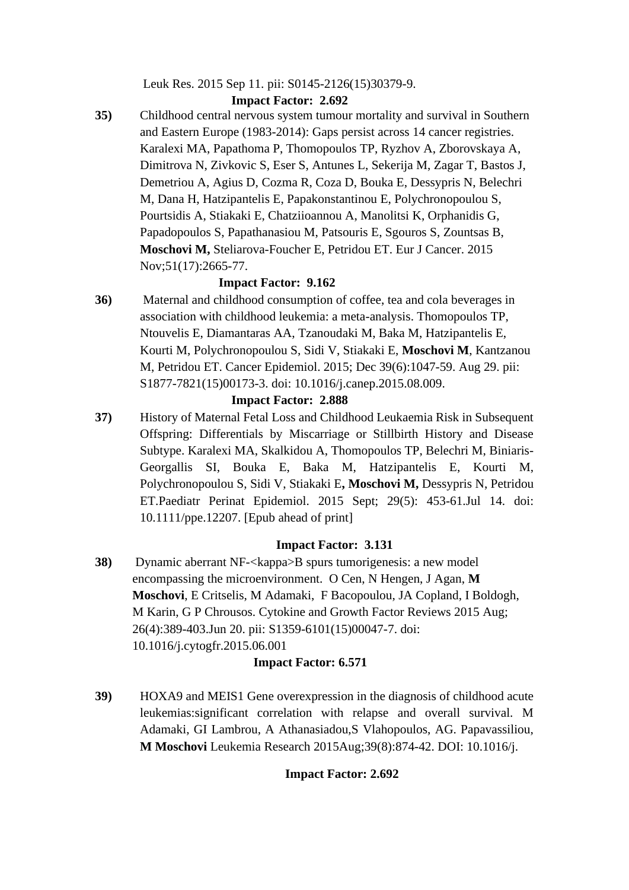Leuk Res. 2015 Sep 11. pii: S0145-2126(15)30379-9.

**Impact Factor: 2.692**

**35)** Childhood central nervous system tumour mortality and survival in Southern and Eastern Europe (1983-2014): Gaps persist across 14 cancer registries. Karalexi MA, Papathoma P, Thomopoulos TP, Ryzhov A, Zborovskaya A, Dimitrova N, Zivkovic S, Eser S, Antunes L, Sekerija M, Zagar T, Bastos J, Demetriou A, Agius D, Cozma R, Coza D, Bouka E, Dessypris N, Belechri M, Dana H, Hatzipantelis E, Papakonstantinou E, Polychronopoulou S, Pourtsidis A, Stiakaki E, Chatziioannou A, Manolitsi K, Orphanidis G, Papadopoulos S, Papathanasiou M, Patsouris E, Sgouros S, Zountsas B, **Moschovi M,** Steliarova-Foucher E, Petridou ET. Eur J Cancer. 2015 Nov;51(17):2665-77.

**Impact Factor: 9.162**

**36)** Maternal and childhood consumption of coffee, tea and cola beverages in association with childhood leukemia: a meta-analysis. Thomopoulos TP, Ntouvelis E, Diamantaras AA, Tzanoudaki M, Baka M, Hatzipantelis E, Kourti M, Polychronopoulou S, Sidi V, Stiakaki E, **Moschovi M**, Kantzanou M, Petridou ET. Cancer Epidemiol. 2015; Dec 39(6):1047-59. Aug 29. pii: S1877-7821(15)00173-3. doi: 10.1016/j.canep.2015.08.009.

**Impact Factor: 2.888**

**37)** History of Maternal Fetal Loss and Childhood Leukaemia Risk in Subsequent Offspring: Differentials by Miscarriage or Stillbirth History and Disease Subtype. Karalexi MA, Skalkidou A, Thomopoulos TP, Belechri M, Biniaris-Georgallis SI, Bouka E, Baka M, Hatzipantelis E, Kourti M, Polychronopoulou S, Sidi V, Stiakaki E**, Moschovi M,** Dessypris N, Petridou ET.Paediatr Perinat Epidemiol. 2015 Sept; 29(5): 453-61.Jul 14. doi: 10.1111/ppe.12207. [Epub ahead of print]

**Impact Factor: 3.131**

**38)** Dynamic aberrant NF-<kappa>B spurs tumorigenesis: a new model encompassing the microenvironment. O Cen, N Hengen, J Agan, **M Moschovi**, E Critselis, M Adamaki, F Bacopoulou, JA Copland, I Boldogh, M Karin, G P Chrousos. Cytokine and Growth Factor Reviews 2015 Aug; 26(4):389-403.Jun 20. pii: S1359-6101(15)00047-7. doi: 10.1016/j.cytogfr.2015.06.001

**Impact Factor: 6.571**

**39)** HOXA9 and MEIS1 Gene overexpression in the diagnosis of childhood acute leukemias:significant correlation with relapse and overall survival. M Adamaki, GI Lambrou, A Athanasiadou,S Vlahopoulos, AG. Papavassiliou, **M Moschovi** Leukemia Research 2015Aug;39(8):874-42. DOI: 10.1016/j.

**Impact Factor: 2.692**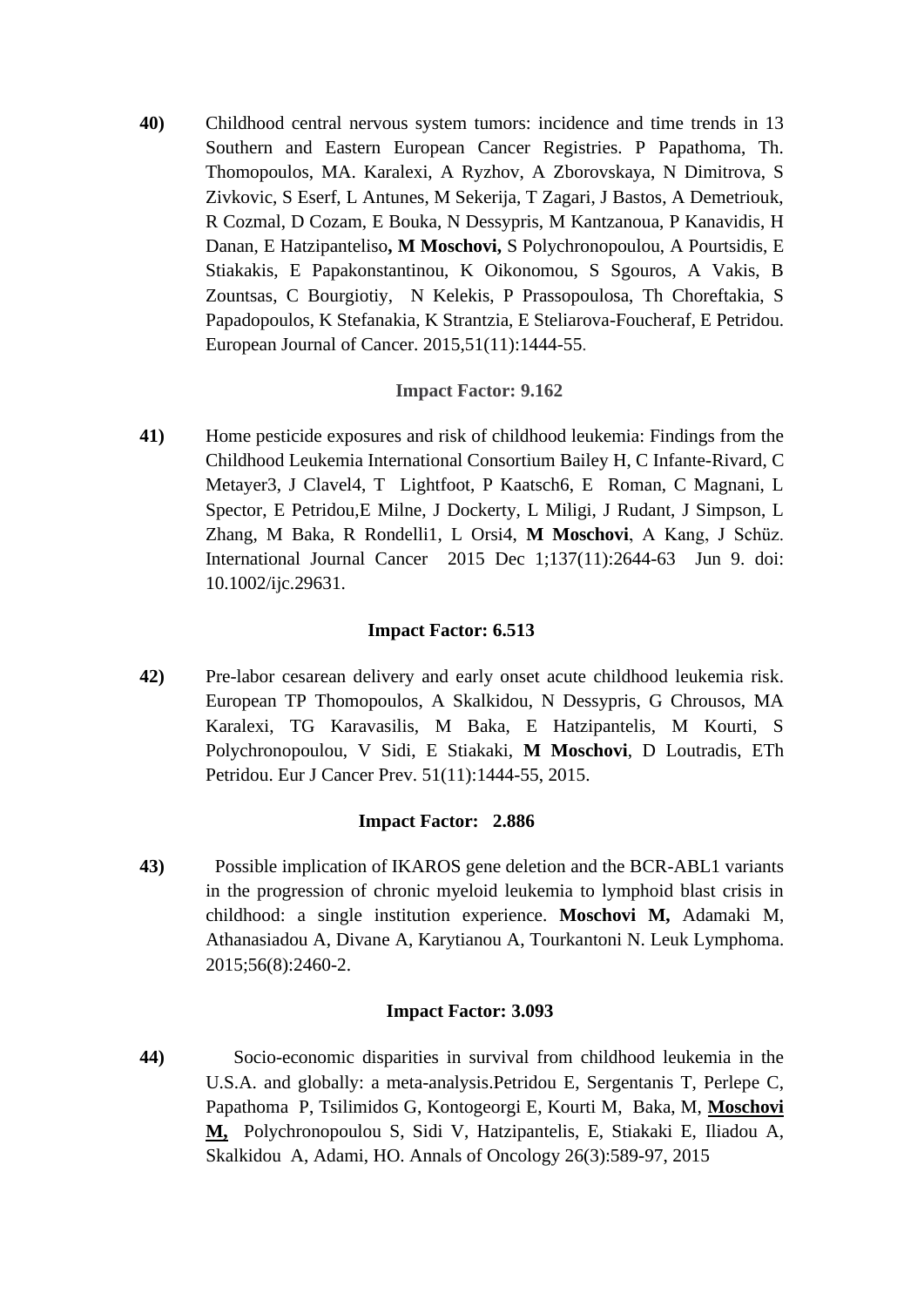**40)** Childhood central nervous system tumors: incidence and time trends in 13 Southern and Eastern European Cancer Registries. P Papathoma, Th. Thomopoulos, MA. Karalexi, A Ryzhov, A Zborovskaya, N Dimitrova, S Zivkovic, S Eserf, L Antunes, M Sekerija, T Zagari, J Bastos, A Demetriouk, R Cozmal, D Cozam, E Bouka, N Dessypris, M Kantzanoua, P Kanavidis, H Danan, E Hatzipanteliso**, M Moschovi,** S Polychronopoulou, A Pourtsidis, E Stiakakis, E Papakonstantinou, K Oikonomou, S Sgouros, A Vakis, B Zountsas, C Bourgiotiy, N Kelekis, P Prassopoulosa, Th Choreftakia, S Papadopoulos, K Stefanakia, K Strantzia, E Steliarova-Foucheraf, E Petridou. European Journal of Cancer. 2015,51(11):1444-55.

**Impact Factor: 9.162**

**41)** Home pesticide exposures and risk of childhood leukemia: Findings from the Childhood Leukemia International Consortium Bailey H, C Infante-Rivard, C Metayer3, J Clavel4, T Lightfoot, P Kaatsch6, E Roman, C Magnani, L Spector, E Petridou,E Milne, J Dockerty, L Miligi, J Rudant, J Simpson, L Zhang, M Baka, R Rondelli1, L Orsi4, **M Moschovi**, A Kang, J Schüz. International Journal Cancer 2015 Dec 1;137(11):2644-63 Jun 9. doi: 10.1002/ijc.29631.

**Impact Factor: 6.513**

**42)** Pre-labor cesarean delivery and early onset acute childhood leukemia risk. European TP Thomopoulos, A Skalkidou, N Dessypris, G Chrousos, MA Karalexi, TG Karavasilis, M Baka, E Hatzipantelis, M Kourti, S Polychronopoulou, V Sidi, E Stiakaki, **M Moschovi**, D Loutradis, ETh Petridou. Eur J Cancer Prev. 51(11):1444-55, 2015.

**Impact Factor: 2.886**

**43)** Possible implication of IKAROS gene deletion and the BCR-ABL1 variants in the progression of chronic myeloid leukemia to lymphoid blast crisis in childhood: a single institution experience. **Moschovi M,** Adamaki M, Athanasiadou A, Divane A, Karytianou A, Tourkantoni N. Leuk Lymphoma. 2015;56(8):2460-2.

**Impact Factor: 3.093**

**44)** Socio-economic disparities in survival from childhood leukemia in the U.S.A. and globally: a meta-analysis.Petridou E, Sergentanis T, Perlepe C, Papathoma P, Tsilimidos G, Kontogeorgi E, Kourti M, Baka, M, **<u>Moschovi M,</u>** Polychronopoulou S, Sidi V, Hatzipantelis, E, Stiakaki E, Iliadou A, Skalkidou A, Adami, HO. Annals of Oncology 26(3):589-97, 2015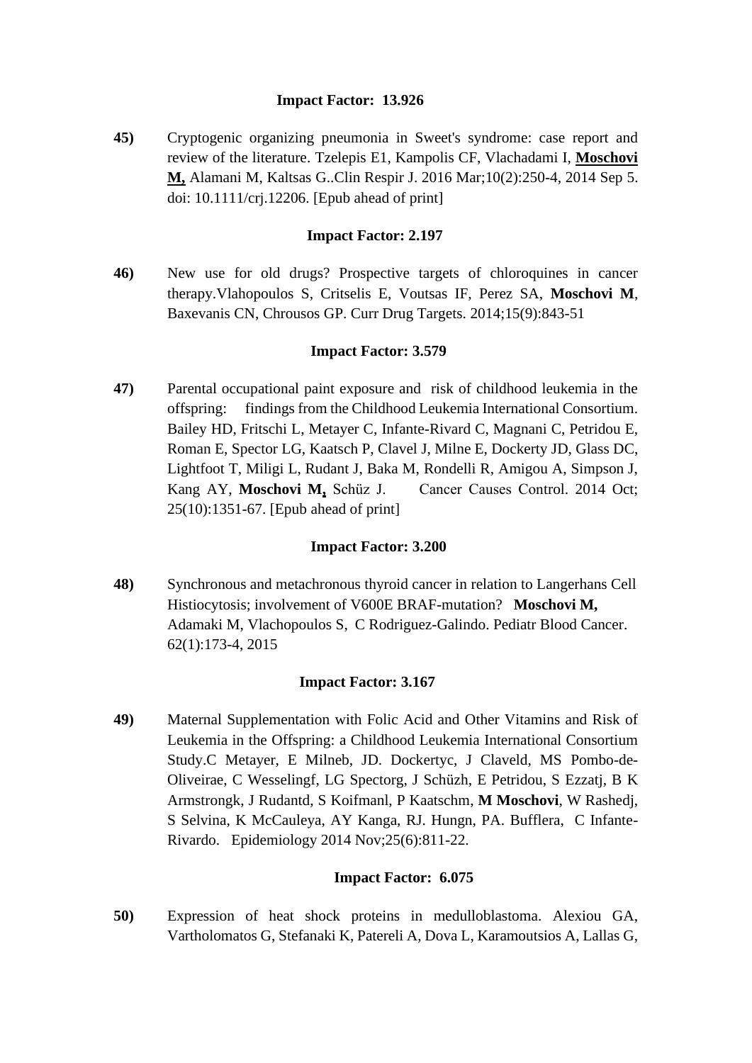**Impact Factor: 13.926**

**45)** Cryptogenic organizing pneumonia in Sweet's syndrome: case report and review of the literature. Tzelepis E1, Kampolis CF, Vlachadami I, **Moschovi M,** Alamani M, Kaltsas G..Clin Respir J. 2016 Mar;10(2):250-4, 2014 Sep 5. doi: 10.1111/crj.12206. [Epub ahead of print]

**Impact Factor: 2.197**

**46)** New use for old drugs? Prospective targets of chloroquines in cancer therapy.Vlahopoulos S, Critselis E, Voutsas IF, Perez SA, **Moschovi M**, Baxevanis CN, Chrousos GP. Curr Drug Targets. 2014;15(9):843-51

**Impact Factor: 3.579**

**47)** Parental occupational paint exposure and risk of childhood leukemia in the offspring: findings from the Childhood Leukemia International Consortium. Bailey HD, Fritschi L, Metayer C, Infante-Rivard C, Magnani C, Petridou E, Roman E, Spector LG, Kaatsch P, Clavel J, Milne E, Dockerty JD, Glass DC, Lightfoot T, Miligi L, Rudant J, Baka M, Rondelli R, Amigou A, Simpson J, Kang AY, **Moschovi M,** Schüz J. Cancer Causes Control. 2014 Oct; 25(10):1351-67. [Epub ahead of print]

**Impact Factor: 3.200**

**48)** Synchronous and metachronous thyroid cancer in relation to Langerhans Cell Histiocytosis; involvement of V600E BRAF-mutation? **Moschovi M,** Adamaki M, Vlachopoulos S, C Rodriguez-Galindo. Pediatr Blood Cancer. 62(1):173-4, 2015

**Impact Factor: 3.167**

**49)** Maternal Supplementation with Folic Acid and Other Vitamins and Risk of Leukemia in the Offspring: a Childhood Leukemia International Consortium Study.C Metayer, E Milneb, JD. Dockertyc, J Claveld, MS Pombo-de-Oliveirae, C Wesselingf, LG Spectorg, J Schüzh, E Petridou, S Ezzatj, B K Armstrongk, J Rudantd, S Koifmanl, P Kaatschm, **M Moschovi**, W Rashedj, S Selvina, K McCauleya, AY Kanga, RJ. Hungn, PA. Bufflera, C Infante-Rivardo. Epidemiology 2014 Nov;25(6):811-22.

**Impact Factor: 6.075**

**50)** Expression of heat shock proteins in medulloblastoma. Alexiou GA, Vartholomatos G, Stefanaki K, Patereli A, Dova L, Karamoutsios A, Lallas G,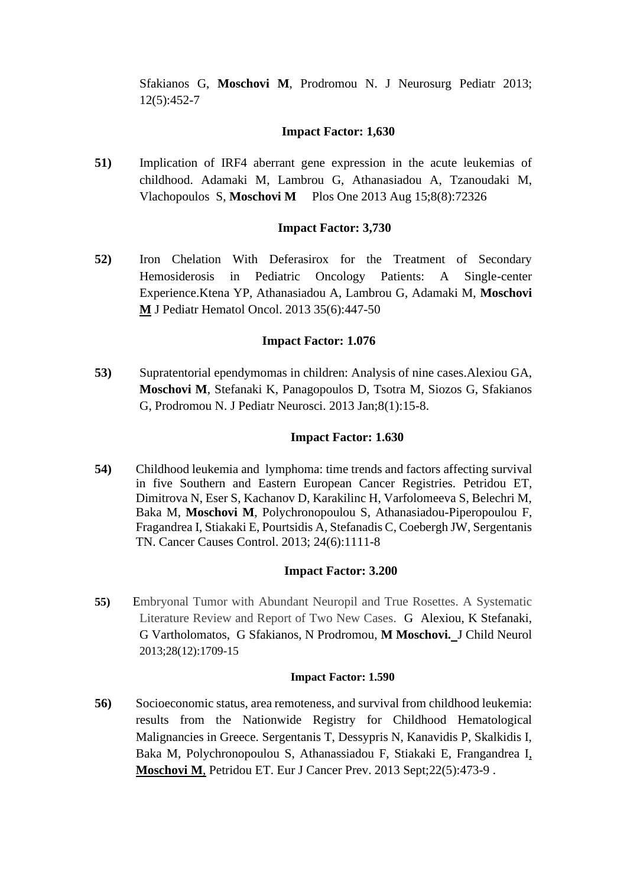Sfakianos G, **Moschovi M**, Prodromou N. J Neurosurg Pediatr 2013; 12(5):452-7

**Impact Factor: 1,630**

**51)** Implication of IRF4 aberrant gene expression in the acute leukemias of childhood. Adamaki M, Lambrou G, Athanasiadou A, Tzanoudaki M, Vlachopoulos S, **Moschovi M** Plos One 2013 Aug 15;8(8):72326

**Impact Factor: 3,730**

**52)** Iron Chelation With Deferasirox for the Treatment of Secondary Hemosiderosis in Pediatric Oncology Patients: A Single-center Experience.Ktena YP, Athanasiadou A, Lambrou G, Adamaki M, **Moschovi M** J Pediatr Hematol Oncol. 2013 35(6):447-50

**Impact Factor: 1.076**

**53)** Supratentorial ependymomas in children: Analysis of nine cases.Alexiou GA, **Moschovi M**, Stefanaki K, Panagopoulos D, Tsotra M, Siozos G, Sfakianos G, Prodromou N. J Pediatr Neurosci. 2013 Jan;8(1):15-8.

**Impact Factor: 1.630**

**54)** Childhood leukemia and lymphoma: time trends and factors affecting survival in five Southern and Eastern European Cancer Registries. Petridou ET, Dimitrova N, Eser S, Kachanov D, Karakilinc H, Varfolomeeva S, Belechri M, Baka M, **Moschovi M**, Polychronopoulou S, Athanasiadou-Piperopoulou F, Fragandrea I, Stiakaki E, Pourtsidis A, Stefanadis C, Coebergh JW, Sergentanis TN. Cancer Causes Control. 2013; 24(6):1111-8

**Impact Factor: 3.200**

**55)** Embryonal Tumor with Abundant Neuropil and True Rosettes. A Systematic Literature Review and Report of Two New Cases. G Alexiou, K Stefanaki, G Vartholomatos, G Sfakianos, N Prodromou, **M Moschovi.** J Child Neurol 2013;28(12):1709-15

**Impact Factor: 1.590**

**56)** Socioeconomic status, area remoteness, and survival from childhood leukemia: results from the Nationwide Registry for Childhood Hematological Malignancies in Greece. Sergentanis T, Dessypris N, Kanavidis P, Skalkidis I, Baka M, Polychronopoulou S, Athanassiadou F, Stiakaki E, Frangandrea I, **Moschovi M**, Petridou ET. Eur J Cancer Prev. 2013 Sept;22(5):473-9 .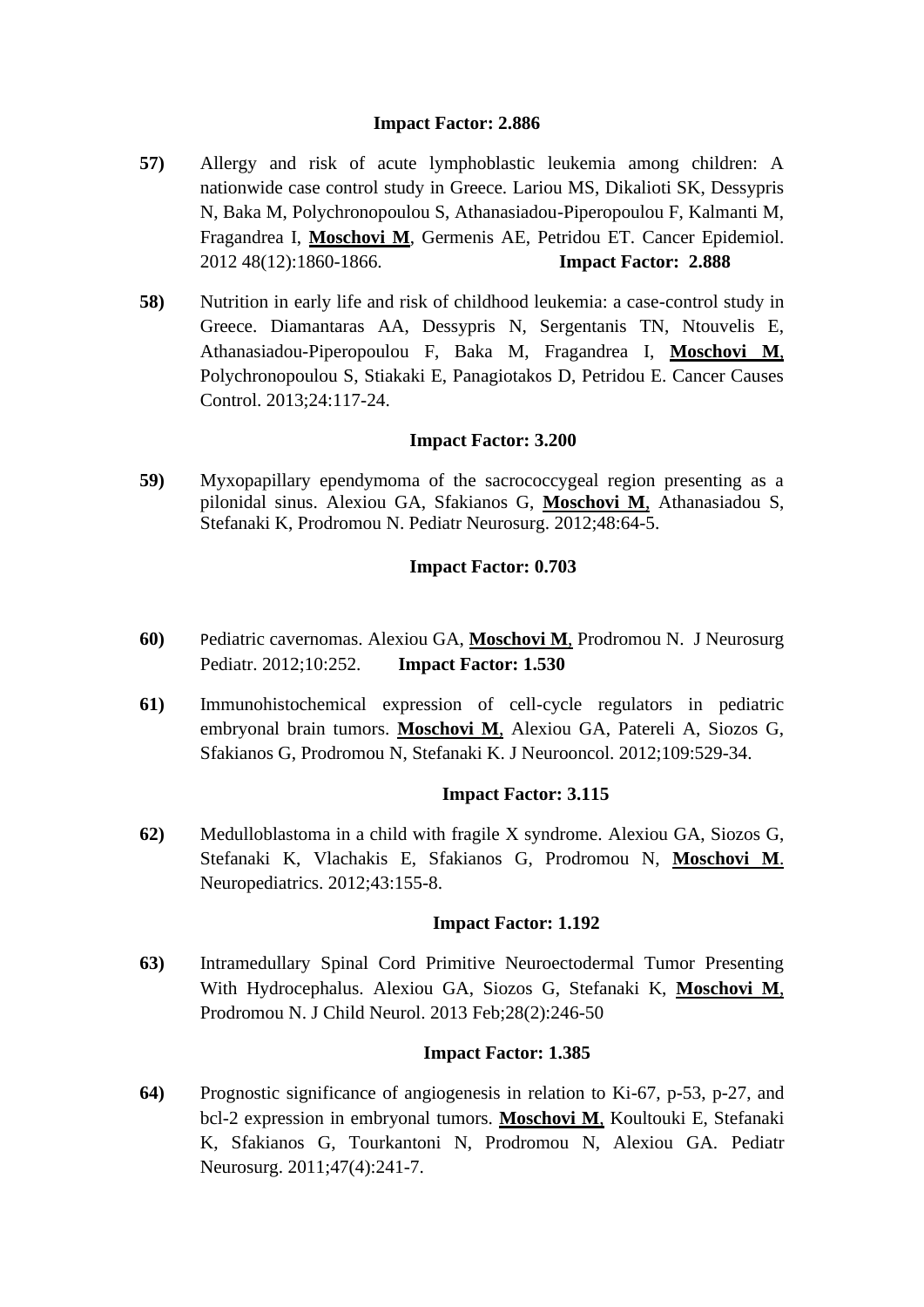**Impact Factor: 2.886**

**57)** Allergy and risk of acute lymphoblastic leukemia among children: A nationwide case control study in Greece. Lariou MS, Dikalioti SK, Dessypris N, Baka M, Polychronopoulou S, Athanasiadou-Piperopoulou F, Kalmanti M, Fragandrea I, **Moschovi M**, Germenis AE, Petridou ET. Cancer Epidemiol. 2012 48(12):1860-1866. **Impact Factor: 2.888**

**58)** Nutrition in early life and risk of childhood leukemia: a case-control study in Greece. Diamantaras AA, Dessypris N, Sergentanis TN, Ntouvelis E, Athanasiadou-Piperopoulou F, Baka M, Fragandrea I, **Moschovi M**, Polychronopoulou S, Stiakaki E, Panagiotakos D, Petridou E. Cancer Causes Control. 2013;24:117-24.

**Impact Factor: 3.200**

**59)** Myxopapillary ependymoma of the sacrococcygeal region presenting as a pilonidal sinus. Alexiou GA, Sfakianos G, **Moschovi M**, Athanasiadou S, Stefanaki K, Prodromou N. Pediatr Neurosurg. 2012;48:64-5.

**Impact Factor: 0.703**

**60)** Pediatric cavernomas. Alexiou GA, **Moschovi M**, Prodromou N. J Neurosurg Pediatr. 2012;10:252. **Impact Factor: 1.530**

**61)** Immunohistochemical expression of cell-cycle regulators in pediatric embryonal brain tumors. **Moschovi M**, Alexiou GA, Patereli A, Siozos G, Sfakianos G, Prodromou N, Stefanaki K. J Neurooncol. 2012;109:529-34.

**Impact Factor: 3.115**

**62)** Medulloblastoma in a child with fragile X syndrome. Alexiou GA, Siozos G, Stefanaki K, Vlachakis E, Sfakianos G, Prodromou N, **Moschovi M**. Neuropediatrics. 2012;43:155-8.

**Impact Factor: 1.192**

**63)** Intramedullary Spinal Cord Primitive Neuroectodermal Tumor Presenting With Hydrocephalus. Alexiou GA, Siozos G, Stefanaki K, **Moschovi M**, Prodromou N. J Child Neurol. 2013 Feb;28(2):246-50

**Impact Factor: 1.385**

**64)** Prognostic significance of angiogenesis in relation to Ki-67, p-53, p-27, and bcl-2 expression in embryonal tumors. **Moschovi M**, Koultouki E, Stefanaki K, Sfakianos G, Tourkantoni N, Prodromou N, Alexiou GA. Pediatr Neurosurg. 2011;47(4):241-7.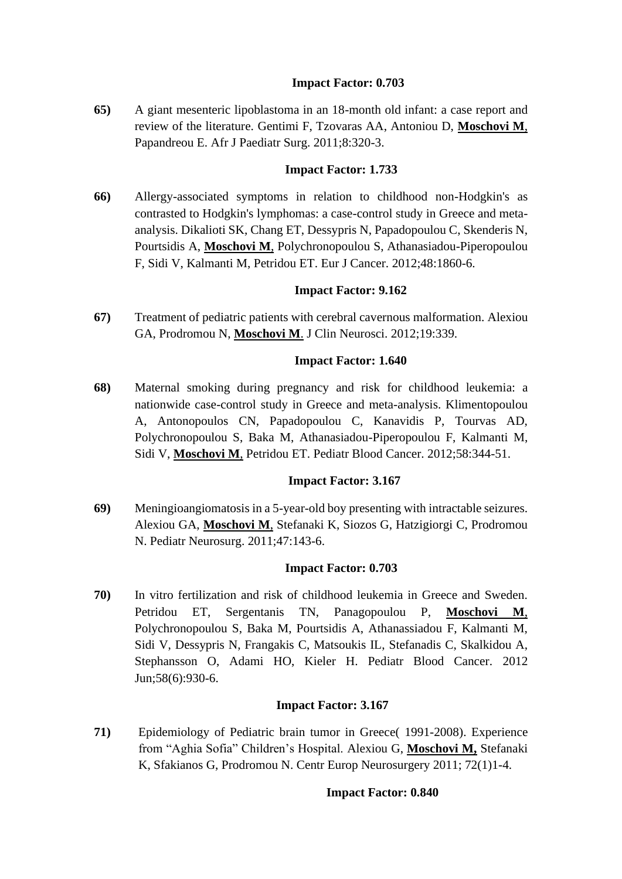**Impact Factor: 0.703**

**65)** A giant mesenteric lipoblastoma in an 18-month old infant: a case report and review of the literature. Gentimi F, Tzovaras AA, Antoniou D, **Moschovi M**, Papandreou E. Afr J Paediatr Surg. 2011;8:320-3.

**Impact Factor: 1.733**

**66)** Allergy-associated symptoms in relation to childhood non-Hodgkin's as contrasted to Hodgkin's lymphomas: a case-control study in Greece and meta-analysis. Dikalioti SK, Chang ET, Dessypris N, Papadopoulou C, Skenderis N, Pourtsidis A, **Moschovi M**, Polychronopoulou S, Athanasiadou-Piperopoulou F, Sidi V, Kalmanti M, Petridou ET. Eur J Cancer. 2012;48:1860-6.

**Impact Factor: 9.162**

**67)** Treatment of pediatric patients with cerebral cavernous malformation. Alexiou GA, Prodromou N, **Moschovi M**. J Clin Neurosci. 2012;19:339.

**Impact Factor: 1.640**

**68)** Maternal smoking during pregnancy and risk for childhood leukemia: a nationwide case-control study in Greece and meta-analysis. Klimentopoulou A, Antonopoulos CN, Papadopoulou C, Kanavidis P, Tourvas AD, Polychronopoulou S, Baka M, Athanasiadou-Piperopoulou F, Kalmanti M, Sidi V, **Moschovi M**, Petridou ET. Pediatr Blood Cancer. 2012;58:344-51.

**Impact Factor: 3.167**

**69)** Meningioangiomatosis in a 5-year-old boy presenting with intractable seizures. Alexiou GA, **Moschovi M**, Stefanaki K, Siozos G, Hatzigiorgi C, Prodromou N. Pediatr Neurosurg. 2011;47:143-6.

**Impact Factor: 0.703**

**70)** In vitro fertilization and risk of childhood leukemia in Greece and Sweden. Petridou ET, Sergentanis TN, Panagopoulou P, **Moschovi M**, Polychronopoulou S, Baka M, Pourtsidis A, Athanassiadou F, Kalmanti M, Sidi V, Dessypris N, Frangakis C, Matsoukis IL, Stefanadis C, Skalkidou A, Stephansson O, Adami HO, Kieler H. Pediatr Blood Cancer. 2012 Jun;58(6):930-6.

**Impact Factor: 3.167**

**71)** Epidemiology of Pediatric brain tumor in Greece( 1991-2008). Experience from "Aghia Sofia" Children's Hospital. Alexiou G, **Moschovi M,** Stefanaki K, Sfakianos G, Prodromou N. Centr Europ Neurosurgery 2011; 72(1)1-4.

**Impact Factor: 0.840**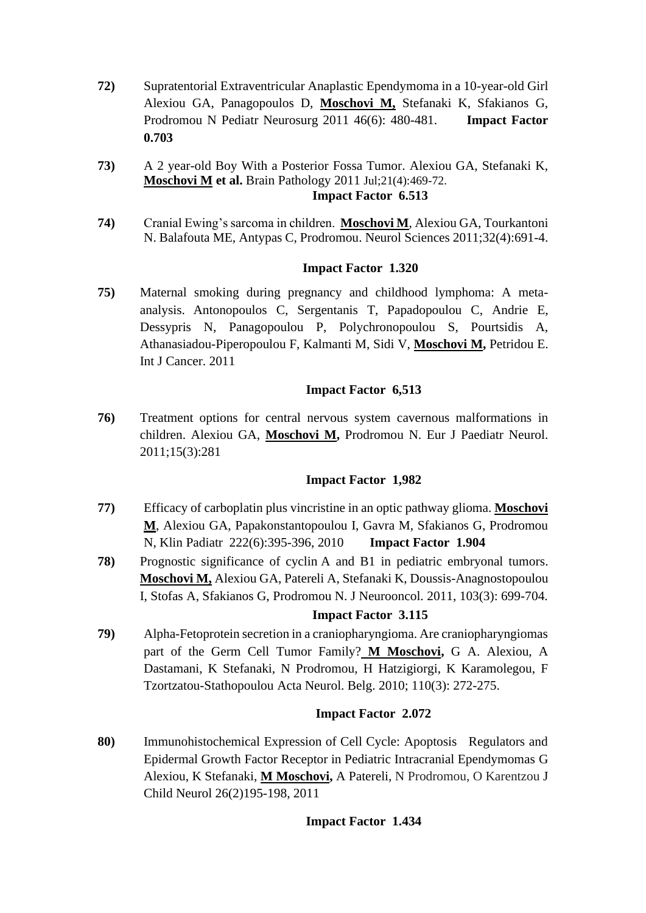**72)** Supratentorial Extraventricular Anaplastic Ependymoma in a 10-year-old Girl Alexiou GA, Panagopoulos D, **Moschovi M,** Stefanaki K, Sfakianos G, Prodromou N Pediatr Neurosurg 2011 46(6): 480-481. **Impact Factor 0.703**

**73)** A 2 year-old Boy With a Posterior Fossa Tumor. Alexiou GA, Stefanaki K, **Moschovi M et al.** Brain Pathology 2011 Jul;21(4):469-72.
**Impact Factor 6.513**

**74)** Cranial Ewing's sarcoma in children. **Moschovi M**, Alexiou GA, Tourkantoni N. Balafouta ME, Antypas C, Prodromou. Neurol Sciences 2011;32(4):691-4.

**Impact Factor 1.320**

**75)** Maternal smoking during pregnancy and childhood lymphoma: A meta-analysis. Antonopoulos C, Sergentanis T, Papadopoulou C, Andrie E, Dessypris N, Panagopoulou P, Polychronopoulou S, Pourtsidis A, Athanasiadou-Piperopoulou F, Kalmanti M, Sidi V, **Moschovi M,** Petridou E. Int J Cancer. 2011

**Impact Factor 6,513**

**76)** Treatment options for central nervous system cavernous malformations in children. Alexiou GA, **Moschovi M,** Prodromou N. Eur J Paediatr Neurol. 2011;15(3):281

**Impact Factor 1,982**

**77)** Efficacy of carboplatin plus vincristine in an optic pathway glioma. **Moschovi M**, Alexiou GA, Papakonstantopoulou I, Gavra M, Sfakianos G, Prodromou N, Klin Padiatr 222(6):395-396, 2010 **Impact Factor 1.904**

**78)** Prognostic significance of cyclin A and B1 in pediatric embryonal tumors. **Moschovi M,** Alexiou GA, Patereli A, Stefanaki K, Doussis-Anagnostopoulou I, Stofas A, Sfakianos G, Prodromou N. J Neurooncol. 2011, 103(3): 699-704.

**Impact Factor 3.115**

**79)** Alpha-Fetoprotein secretion in a craniopharyngioma. Are craniopharyngiomas part of the Germ Cell Tumor Family? **M Moschovi,** G A. Alexiou, A Dastamani, K Stefanaki, N Prodromou, H Hatzigiorgi, K Karamolegou, F Tzortzatou-Stathopoulou Acta Neurol. Belg. 2010; 110(3): 272-275.

**Impact Factor 2.072**

**80)** Immunohistochemical Expression of Cell Cycle: Apoptosis Regulators and Epidermal Growth Factor Receptor in Pediatric Intracranial Ependymomas G Alexiou, K Stefanaki, **M Moschovi,** A Patereli, N Prodromou, O Karentzou J Child Neurol 26(2)195-198, 2011

**Impact Factor 1.434**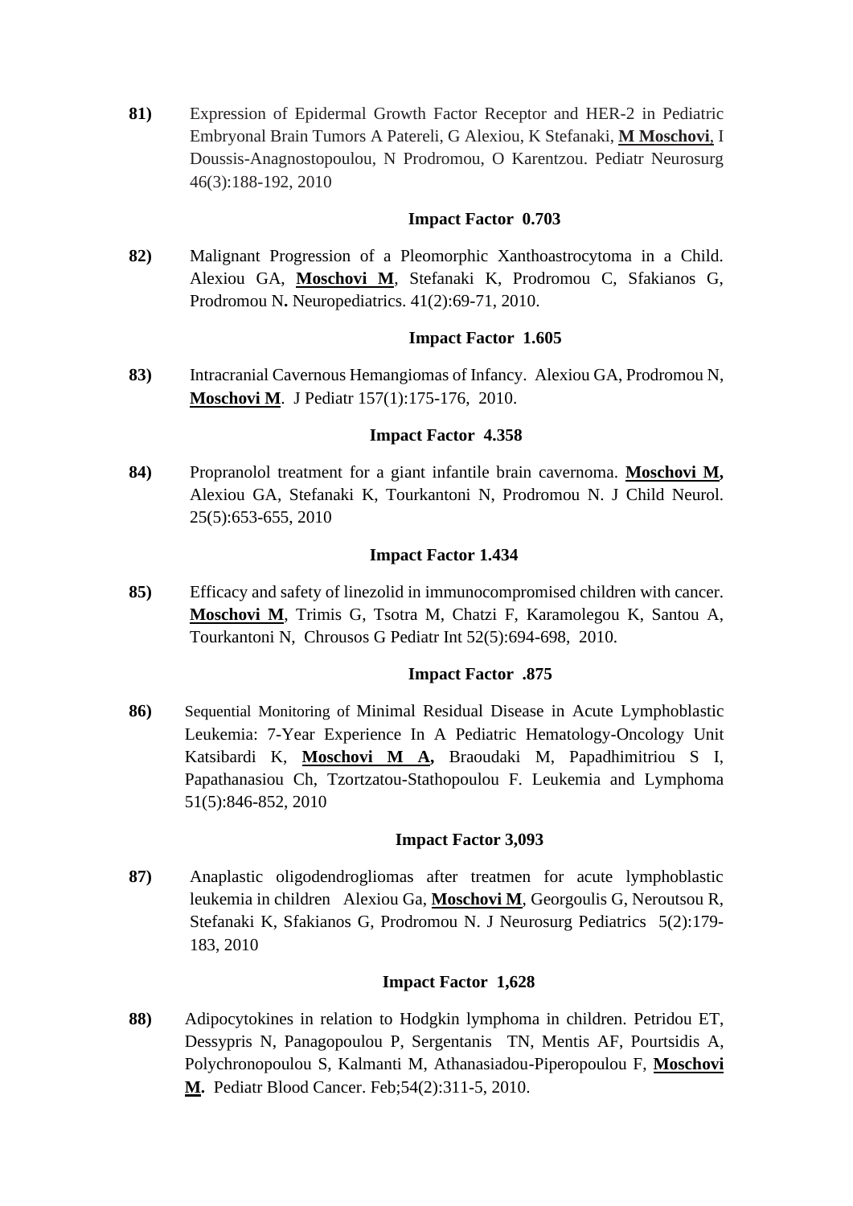**81)** Expression of Epidermal Growth Factor Receptor and HER-2 in Pediatric Embryonal Brain Tumors A Patereli, G Alexiou, K Stefanaki, **M Moschovi**, I Doussis-Anagnostopoulou, N Prodromou, O Karentzou. Pediatr Neurosurg 46(3):188-192, 2010

**Impact Factor 0.703**

**82)** Malignant Progression of a Pleomorphic Xanthoastrocytoma in a Child. Alexiou GA, **Moschovi M**, Stefanaki K, Prodromou C, Sfakianos G, Prodromou N**.** Neuropediatrics. 41(2):69-71, 2010.

**Impact Factor 1.605**

**83)** Intracranial Cavernous Hemangiomas of Infancy. Alexiou GA, Prodromou N, **Moschovi M**. J Pediatr 157(1):175-176, 2010.

**Impact Factor 4.358**

**84)** Propranolol treatment for a giant infantile brain cavernoma. **Moschovi M,** Alexiou GA, Stefanaki K, Tourkantoni N, Prodromou N. J Child Neurol. 25(5):653-655, 2010

**Impact Factor 1.434**

**85)** Efficacy and safety of linezolid in immunocompromised children with cancer. **Moschovi M**, Trimis G, Tsotra M, Chatzi F, Karamolegou K, Santou A, Tourkantoni N, Chrousos G Pediatr Int 52(5):694-698, 2010.

**Impact Factor .875**

**86)** Sequential Monitoring of Minimal Residual Disease in Acute Lymphoblastic Leukemia: 7-Year Experience In A Pediatric Hematology-Oncology Unit Katsibardi K, **Moschovi M A,** Braoudaki M, Papadhimitriou S I, Papathanasiou Ch, Tzortzatou-Stathopoulou F. Leukemia and Lymphoma 51(5):846-852, 2010

**Impact Factor 3,093**

**87)** Anaplastic oligodendrogliomas after treatmen for acute lymphoblastic leukemia in children Alexiou Ga, **Moschovi M**, Georgoulis G, Neroutsou R, Stefanaki K, Sfakianos G, Prodromou N. J Neurosurg Pediatrics 5(2):179-183, 2010

**Impact Factor 1,628**

**88)** Adipocytokines in relation to Hodgkin lymphoma in children. Petridou ET, Dessypris N, Panagopoulou P, Sergentanis TN, Mentis AF, Pourtsidis A, Polychronopoulou S, Kalmanti M, Athanasiadou-Piperopoulou F, **Moschovi M.** Pediatr Blood Cancer. Feb;54(2):311-5, 2010.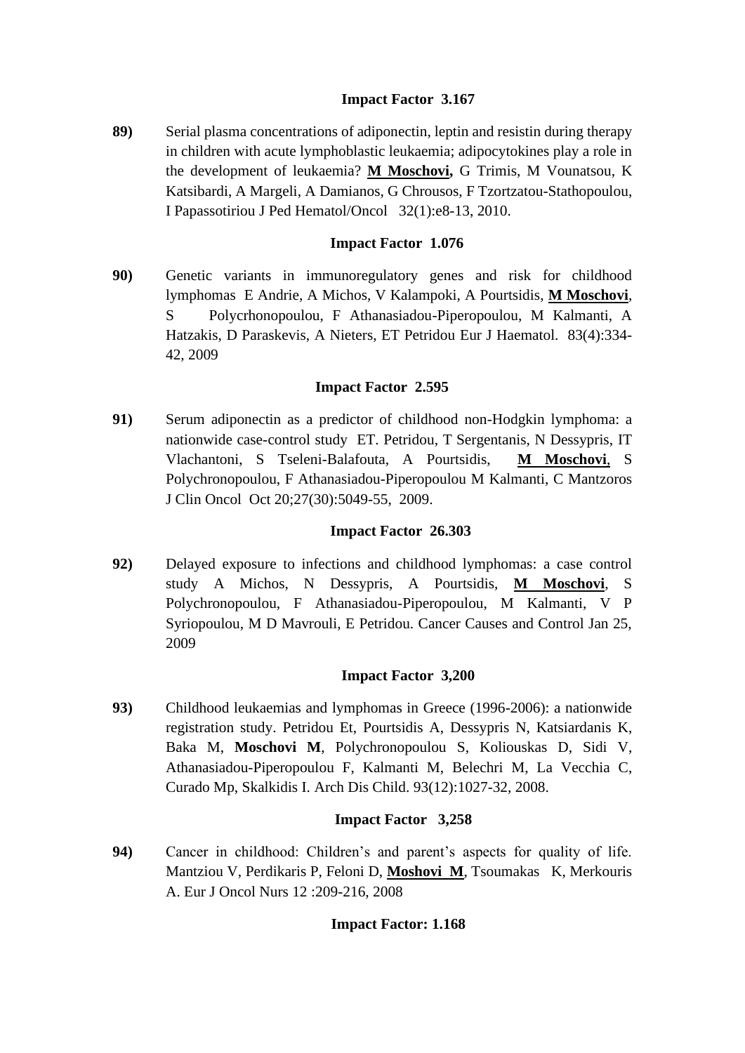**Impact Factor 3.167**

**89)** Serial plasma concentrations of adiponectin, leptin and resistin during therapy in children with acute lymphoblastic leukaemia; adipocytokines play a role in the development of leukaemia? **M Moschovi,** G Trimis, M Vounatsou, K Katsibardi, A Margeli, A Damianos, G Chrousos, F Tzortzatou-Stathopoulou, I Papassotiriou J Ped Hematol/Oncol 32(1):e8-13, 2010.

**Impact Factor 1.076**

**90)** Genetic variants in immunoregulatory genes and risk for childhood lymphomas E Andrie, A Michos, V Kalampoki, A Pourtsidis, **M Moschovi**, S Polycrhonopoulou, F Athanasiadou-Piperopoulou, M Kalmanti, A Hatzakis, D Paraskevis, A Nieters, ET Petridou Eur J Haematol. 83(4):334-42, 2009

**Impact Factor 2.595**

**91)** Serum adiponectin as a predictor of childhood non-Hodgkin lymphoma: a nationwide case-control study ET. Petridou, T Sergentanis, N Dessypris, IT Vlachantoni, S Tseleni-Balafouta, A Pourtsidis, **M Moschovi**, S Polychronopoulou, F Athanasiadou-Piperopoulou M Kalmanti, C Mantzoros J Clin Oncol Oct 20;27(30):5049-55, 2009.

**Impact Factor 26.303**

**92)** Delayed exposure to infections and childhood lymphomas: a case control study A Michos, N Dessypris, A Pourtsidis, **M Moschovi**, S Polychronopoulou, F Athanasiadou-Piperopoulou, M Kalmanti, V P Syriopoulou, M D Mavrouli, E Petridou. Cancer Causes and Control Jan 25, 2009

**Impact Factor 3,200**

**93)** Childhood leukaemias and lymphomas in Greece (1996-2006): a nationwide registration study. Petridou Et, Pourtsidis A, Dessypris N, Katsiardanis K, Baka M, **Moschovi M**, Polychronopoulou S, Koliouskas D, Sidi V, Athanasiadou-Piperopoulou F, Kalmanti M, Belechri M, La Vecchia C, Curado Mp, Skalkidis I. Arch Dis Child. 93(12):1027-32, 2008.

**Impact Factor 3,258**

**94)** Cancer in childhood: Children's and parent's aspects for quality of life. Mantziou V, Perdikaris P, Feloni D, **Moshovi M**, Tsoumakas K, Merkouris A. Eur J Oncol Nurs 12 :209-216, 2008

**Impact Factor: 1.168**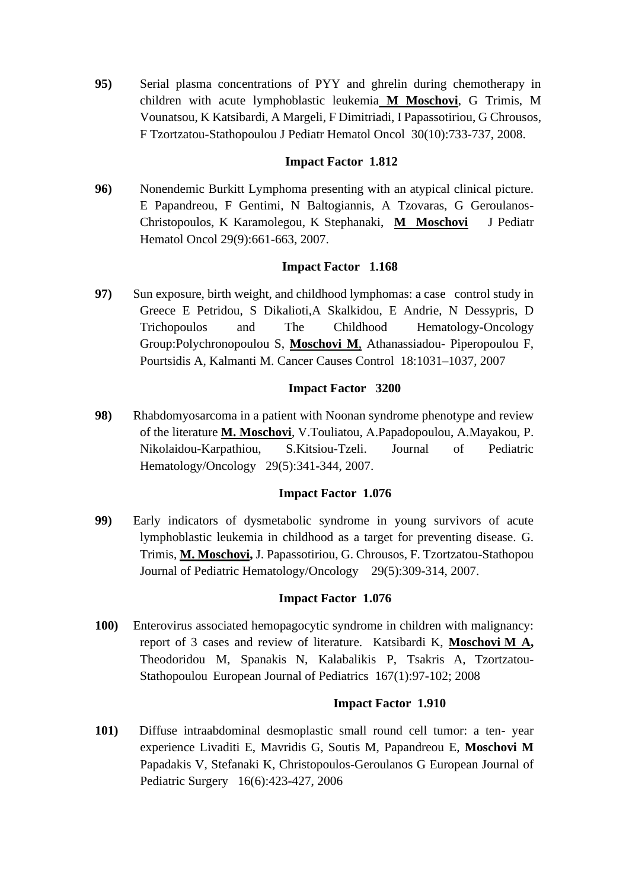**95)** Serial plasma concentrations of PYY and ghrelin during chemotherapy in children with acute lymphoblastic leukemia **M Moschovi**, G Trimis, M Vounatsou, K Katsibardi, A Margeli, F Dimitriadi, I Papassotiriou, G Chrousos, F Tzortzatou-Stathopoulou J Pediatr Hematol Oncol 30(10):733-737, 2008.

**Impact Factor 1.812**

**96)** Nonendemic Burkitt Lymphoma presenting with an atypical clinical picture. E Papandreou, F Gentimi, N Baltogiannis, A Tzovaras, G Geroulanos-Christopoulos, K Karamolegou, K Stephanaki, **M Moschovi** J Pediatr Hematol Oncol 29(9):661-663, 2007.

**Impact Factor 1.168**

**97)** Sun exposure, birth weight, and childhood lymphomas: a case control study in Greece E Petridou, S Dikalioti,A Skalkidou, E Andrie, N Dessypris, D Trichopoulos and The Childhood Hematology-Oncology Group:Polychronopoulou S, **Moschovi M**, Athanassiadou- Piperopoulou F, Pourtsidis A, Kalmanti M. Cancer Causes Control 18:1031–1037, 2007

**Impact Factor 3200**

**98)** Rhabdomyosarcoma in a patient with Noonan syndrome phenotype and review of the literature **M. Moschovi**, V.Touliatou, A.Papadopoulou, A.Mayakou, P. Nikolaidou-Karpathiou, S.Kitsiou-Tzeli. Journal of Pediatric Hematology/Oncology 29(5):341-344, 2007.

**Impact Factor 1.076**

**99)** Early indicators of dysmetabolic syndrome in young survivors of acute lymphoblastic leukemia in childhood as a target for preventing disease. G. Trimis, **M. Moschovi,** J. Papassotiriou, G. Chrousos, F. Tzortzatou-Stathopou Journal of Pediatric Hematology/Oncology 29(5):309-314, 2007.

**Impact Factor 1.076**

**100)** Enterovirus associated hemopagocytic syndrome in children with malignancy: report of 3 cases and review of literature. Katsibardi K, **Moschovi M A,** Theodoridou M, Spanakis N, Kalabalikis P, Tsakris A, Tzortzatou-Stathopoulou European Journal of Pediatrics 167(1):97-102; 2008

**Impact Factor 1.910**

**101)** Diffuse intraabdominal desmoplastic small round cell tumor: a ten- year experience Livaditi E, Mavridis G, Soutis M, Papandreou E, **Moschovi M** Papadakis V, Stefanaki K, Christopoulos-Geroulanos G European Journal of Pediatric Surgery 16(6):423-427, 2006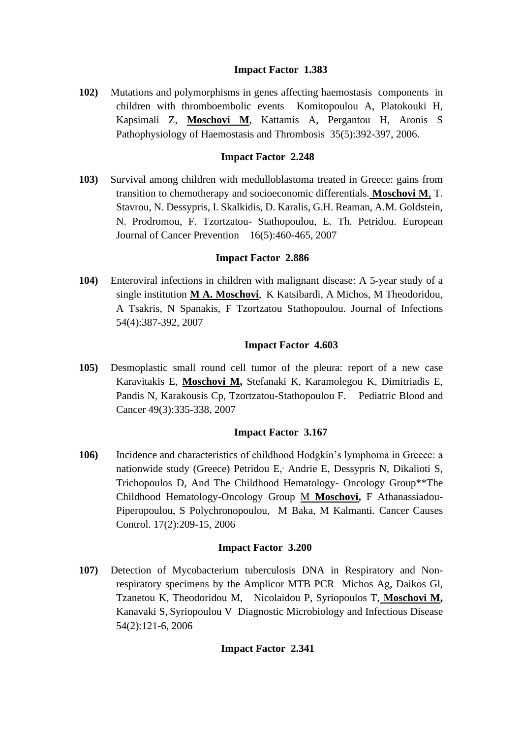**Impact Factor 1.383**

**102)** Mutations and polymorphisms in genes affecting haemostasis components in children with thromboembolic events Komitopoulou A, Platokouki H, Kapsimali Z, **Moschovi M**, Kattamis A, Pergantou H, Aronis S Pathophysiology of Haemostasis and Thrombosis 35(5):392-397, 2006.

**Impact Factor 2.248**

**103)** Survival among children with medulloblastoma treated in Greece: gains from transition to chemotherapy and socioeconomic differentials. **Moschovi M**, T. Stavrou, N. Dessypris, I. Skalkidis, D. Karalis, G.H. Reaman, A.M. Goldstein, N. Prodromou, F. Tzortzatou- Stathopoulou, E. Th. Petridou. European Journal of Cancer Prevention 16(5):460-465, 2007

**Impact Factor 2.886**

**104)** Enteroviral infections in children with malignant disease: A 5-year study of a single institution **M A. Moschovi**, K Katsibardi, A Michos, M Theodoridou, A Tsakris, N Spanakis, F Tzortzatou Stathopoulou. Journal of Infections 54(4):387-392, 2007

**Impact Factor 4.603**

**105)** Desmoplastic small round cell tumor of the pleura: report of a new case Karavitakis E, **Moschovi M,** Stefanaki K, Karamolegou K, Dimitriadis E, Pandis N, Karakousis Cp, Tzortzatou-Stathopoulou F. Pediatric Blood and Cancer 49(3):335-338, 2007

**Impact Factor 3.167**

**106)** Incidence and characteristics of childhood Hodgkin's lymphoma in Greece: a nationwide study (Greece) Petridou E,' Andrie E, Dessypris N, Dikalioti S, Trichopoulos D, And The Childhood Hematology- Oncology Group**The Childhood Hematology-Oncology Group M **Moschovi,** F Athanassiadou-Piperopoulou, S Polychronopoulou, M Baka, M Kalmanti. Cancer Causes Control. 17(2):209-15, 2006

**Impact Factor 3.200**

**107)** Detection of Mycobacterium tuberculosis DNA in Respiratory and Non-respiratory specimens by the Amplicor MTB PCR Michos Ag, Daikos Gl, Tzanetou K, Theodoridou M, Nicolaidou P, Syriopoulos T, **Moschovi M,** Kanavaki S, Syriopoulou V Diagnostic Microbiology and Infectious Disease 54(2):121-6, 2006

**Impact Factor 2.341**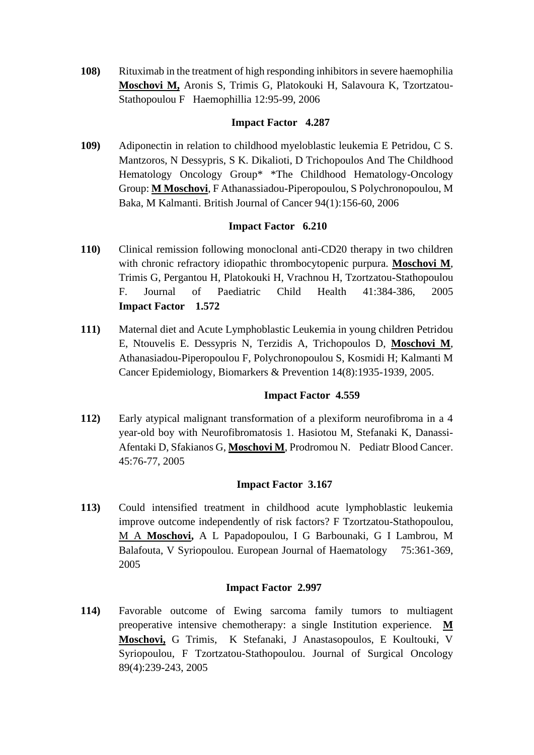**108)** Rituximab in the treatment of high responding inhibitors in severe haemophilia **Moschovi M,** Aronis S, Trimis G, Platokouki H, Salavoura K, Tzortzatou-Stathopoulou F Haemophillia 12:95-99, 2006

**Impact Factor 4.287**

**109)** Adiponectin in relation to childhood myeloblastic leukemia E Petridou, C S. Mantzoros, N Dessypris, S K. Dikalioti, D Trichopoulos And The Childhood Hematology Oncology Group* *The Childhood Hematology-Oncology Group: **M Moschovi**, F Athanassiadou-Piperopoulou, S Polychronopoulou, M Baka, M Kalmanti. British Journal of Cancer 94(1):156-60, 2006

**Impact Factor 6.210**

**110)** Clinical remission following monoclonal anti-CD20 therapy in two children with chronic refractory idiopathic thrombocytopenic purpura. **Moschovi M**, Trimis G, Pergantou H, Platokouki H, Vrachnou H, Tzortzatou-Stathopoulou F. Journal of Paediatric Child Health 41:384-386, 2005 **Impact Factor 1.572**

**111)** Maternal diet and Acute Lymphoblastic Leukemia in young children Petridou E, Ntouvelis E. Dessypris N, Terzidis A, Trichopoulos D, **Moschovi M**, Athanasiadou-Piperopoulou F, Polychronopoulou S, Kosmidi H; Kalmanti M Cancer Epidemiology, Biomarkers & Prevention 14(8):1935-1939, 2005.

**Impact Factor 4.559**

**112)** Early atypical malignant transformation of a plexiform neurofibroma in a 4 year-old boy with Neurofibromatosis 1. Hasiotou M, Stefanaki K, Danassi-Afentaki D, Sfakianos G, **Moschovi M**, Prodromou N. Pediatr Blood Cancer. 45:76-77, 2005

**Impact Factor 3.167**

**113)** Could intensified treatment in childhood acute lymphoblastic leukemia improve outcome independently of risk factors? F Tzortzatou-Stathopoulou, M A **Moschovi,** A L Papadopoulou, I G Barbounaki, G I Lambrou, M Balafouta, V Syriopoulou. European Journal of Haematology 75:361-369, 2005

**Impact Factor 2.997**

**114)** Favorable outcome of Ewing sarcoma family tumors to multiagent preoperative intensive chemotherapy: a single Institution experience. **M Moschovi,** G Trimis, K Stefanaki, J Anastasopoulos, E Koultouki, V Syriopoulou, F Tzortzatou-Stathopoulou. Journal of Surgical Oncology 89(4):239-243, 2005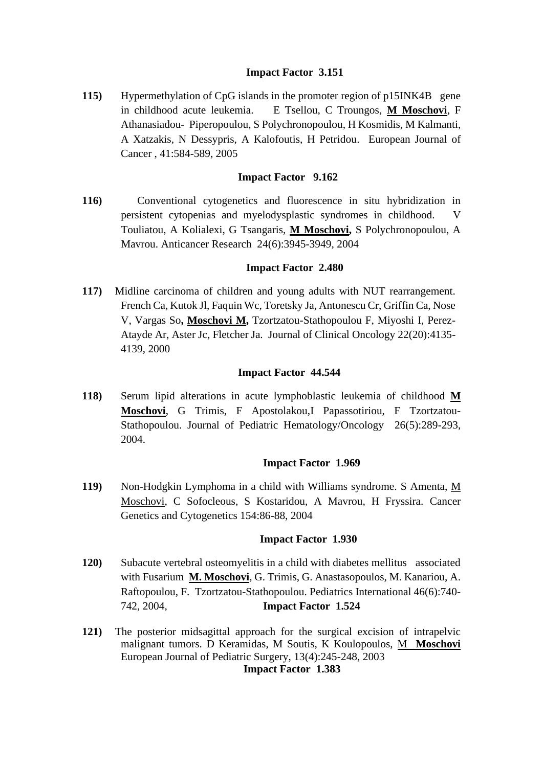**Impact Factor 3.151**

**115)** Hypermethylation of CpG islands in the promoter region of p15INK4B gene in childhood acute leukemia. E Tsellou, C Troungos, **M Moschovi**, F Athanasiadou- Piperopoulou, S Polychronopoulou, H Kosmidis, M Kalmanti, A Xatzakis, N Dessypris, A Kalofoutis, H Petridou. European Journal of Cancer , 41:584-589, 2005

**Impact Factor 9.162**

**116)** Conventional cytogenetics and fluorescence in situ hybridization in persistent cytopenias and myelodysplastic syndromes in childhood. V Touliatou, A Kolialexi, G Tsangaris, **M Moschovi,** S Polychronopoulou, A Mavrou. Anticancer Research 24(6):3945-3949, 2004

**Impact Factor 2.480**

**117)** Midline carcinoma of children and young adults with NUT rearrangement. French Ca, Kutok Jl, Faquin Wc, Toretsky Ja, Antonescu Cr, Griffin Ca, Nose V, Vargas So**, Moschovi M,** Tzortzatou-Stathopoulou F, Miyoshi I, Perez-Atayde Ar, Aster Jc, Fletcher Ja. Journal of Clinical Oncology 22(20):4135-4139, 2000

**Impact Factor 44.544**

**118)** Serum lipid alterations in acute lymphoblastic leukemia of childhood **M Moschovi**, G Trimis, F Apostolakou,I Papassotiriou, F Tzortzatou-Stathopoulou. Journal of Pediatric Hematology/Oncology 26(5):289-293, 2004.

**Impact Factor 1.969**

**119)** Non-Hodgkin Lymphoma in a child with Williams syndrome. S Amenta, M Moschovi, C Sofocleous, S Kostaridou, A Mavrou, H Fryssira. Cancer Genetics and Cytogenetics 154:86-88, 2004

**Impact Factor 1.930**

**120)** Subacute vertebral osteomyelitis in a child with diabetes mellitus associated with Fusarium **M. Moschovi**, G. Trimis, G. Anastasopoulos, M. Kanariou, A. Raftopoulou, F. Tzortzatou-Stathopoulou. Pediatrics International 46(6):740-742, 2004, **Impact Factor 1.524**

**121)** The posterior midsagittal approach for the surgical excision of intrapelvic malignant tumors. D Keramidas, M Soutis, K Koulopoulos, M **Moschovi** European Journal of Pediatric Surgery, 13(4):245-248, 2003

**Impact Factor 1.383**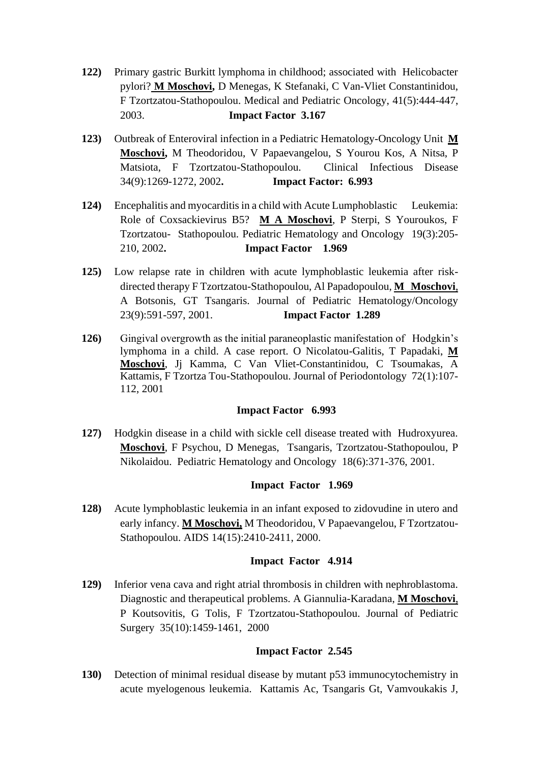122) Primary gastric Burkitt lymphoma in childhood; associated with Helicobacter pylori? **M Moschovi,** D Menegas, K Stefanaki, C Van-Vliet Constantinidou, F Tzortzatou-Stathopoulou. Medical and Pediatric Oncology, 41(5):444-447, 2003. **Impact Factor 3.167**

123) Outbreak of Enteroviral infection in a Pediatric Hematology-Oncology Unit **M Moschovi,** M Theodoridou, V Papaevangelou, S Yourou Kos, A Nitsa, P Matsiota, F Tzortzatou-Stathopoulou. Clinical Infectious Disease 34(9):1269-1272, 2002**.** **Impact Factor: 6.993**

124) Encephalitis and myocarditis in a child with Acute Lumphoblastic Leukemia: Role of Coxsackievirus B5? **M A Moschovi**, P Sterpi, S Youroukos, F Tzortzatou- Stathopoulou. Pediatric Hematology and Oncology 19(3):205-210, 2002**.** **Impact Factor 1.969**

125) Low relapse rate in children with acute lymphoblastic leukemia after risk-directed therapy F Tzortzatou-Stathopoulou, Al Papadopoulou, **M Moschovi**, A Botsonis, GT Tsangaris. Journal of Pediatric Hematology/Oncology 23(9):591-597, 2001. **Impact Factor 1.289**

126) Gingival overgrowth as the initial paraneoplastic manifestation of Hodgkin's lymphoma in a child. A case report. O Nicolatou-Galitis, T Papadaki, **M Moschovi**, Jj Kamma, C Van Vliet-Constantinidou, C Tsoumakas, A Kattamis, F Tzortza Tou-Stathopoulou. Journal of Periodontology 72(1):107-112, 2001

**Impact Factor 6.993**

127) Hodgkin disease in a child with sickle cell disease treated with Hudroxyurea. **Moschovi**, F Psychou, D Menegas, Tsangaris, Tzortzatou-Stathopoulou, P Nikolaidou. Pediatric Hematology and Oncology 18(6):371-376, 2001.

**Impact Factor 1.969**

128) Acute lymphoblastic leukemia in an infant exposed to zidovudine in utero and early infancy. **M Moschovi,** M Theodoridou, V Papaevangelou, F Tzortzatou-Stathopoulou. AIDS 14(15):2410-2411, 2000.

**Impact Factor 4.914**

129) Inferior vena cava and right atrial thrombosis in children with nephroblastoma. Diagnostic and therapeutical problems. A Giannulia-Karadana, **M Moschovi**, P Koutsovitis, G Tolis, F Tzortzatou-Stathopoulou. Journal of Pediatric Surgery 35(10):1459-1461, 2000

**Impact Factor 2.545**

130) Detection of minimal residual disease by mutant p53 immunocytochemistry in acute myelogenous leukemia. Kattamis Ac, Tsangaris Gt, Vamvoukakis J,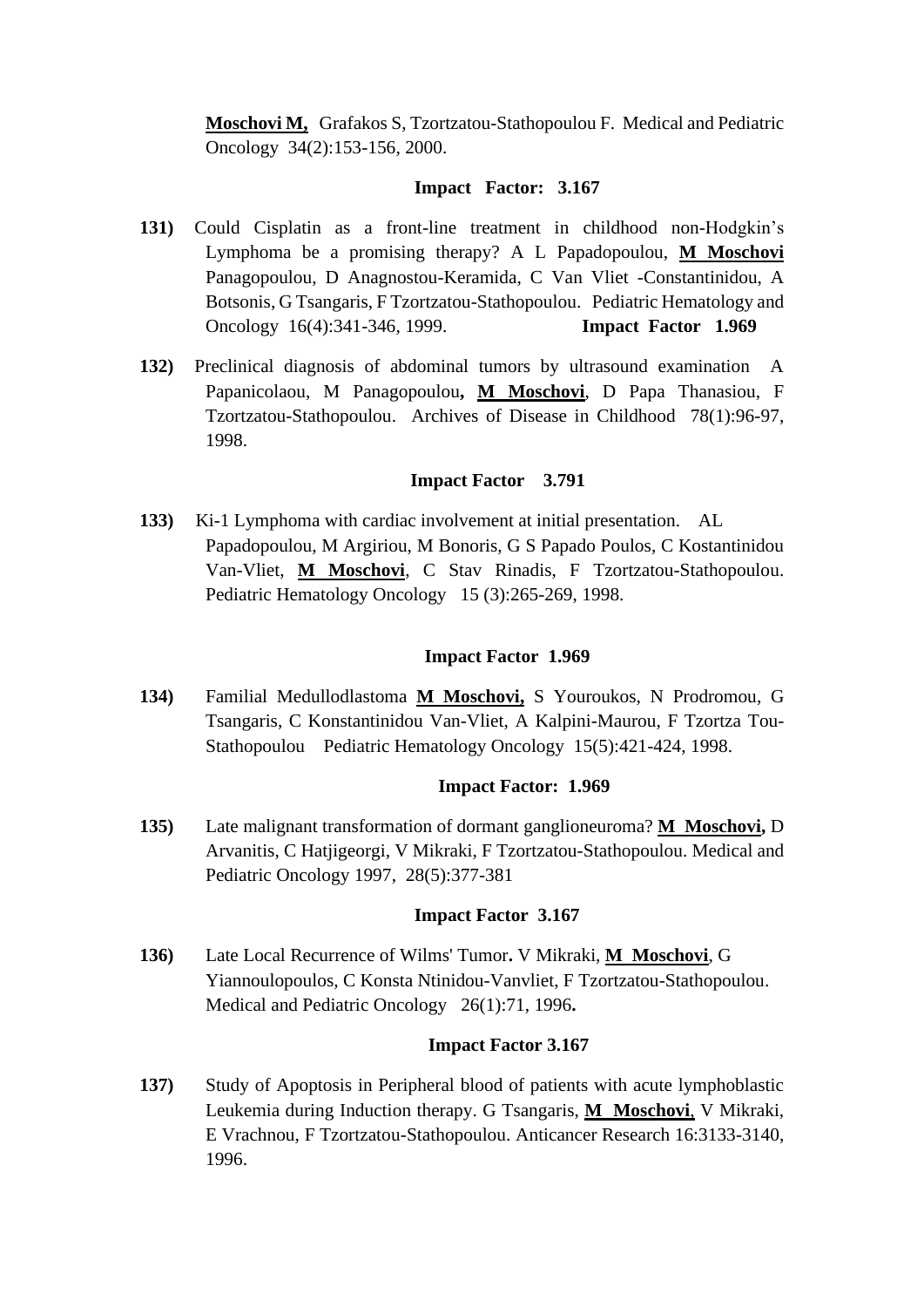**Moschovi M,** Grafakos S, Tzortzatou-Stathopoulou F. Medical and Pediatric Oncology 34(2):153-156, 2000.

**Impact Factor: 3.167**

**131)** Could Cisplatin as a front-line treatment in childhood non-Hodgkin's Lymphoma be a promising therapy? A L Papadopoulou, **M Moschovi** Panagopoulou, D Anagnostou-Keramida, C Van Vliet -Constantinidou, A Botsonis, G Tsangaris, F Tzortzatou-Stathopoulou. Pediatric Hematology and Oncology 16(4):341-346, 1999. **Impact Factor 1.969**

**132)** Preclinical diagnosis of abdominal tumors by ultrasound examination A Papanicolaou, M Panagopoulou**,** **M Moschovi**, D Papa Thanasiou, F Tzortzatou-Stathopoulou. Archives of Disease in Childhood 78(1):96-97, 1998.

**Impact Factor 3.791**

**133)** Ki-1 Lymphoma with cardiac involvement at initial presentation. AL Papadopoulou, M Argiriou, M Bonoris, G S Papado Poulos, C Kostantinidou Van-Vliet, **M Moschovi**, C Stav Rinadis, F Tzortzatou-Stathopoulou. Pediatric Hematology Oncology 15 (3):265-269, 1998.

**Impact Factor 1.969**

**134)** Familial Medullodlastoma **M Moschovi,** S Youroukos, N Prodromou, G Tsangaris, C Konstantinidou Van-Vliet, A Kalpini-Maurou, F Tzortza Tou-Stathopoulou Pediatric Hematology Oncology 15(5):421-424, 1998.

**Impact Factor: 1.969**

**135)** Late malignant transformation of dormant ganglioneuroma? **M Moschovi,** D Arvanitis, C Hatjigeorgi, V Mikraki, F Tzortzatou-Stathopoulou. Medical and Pediatric Oncology 1997, 28(5):377-381

**Impact Factor 3.167**

**136)** Late Local Recurrence of Wilms' Tumor**.** V Mikraki, **M Moschovi**, G Yiannoulopoulos, C Konsta Ntinidou-Vanvliet, F Tzortzatou-Stathopoulou. Medical and Pediatric Oncology 26(1):71, 1996**.**

**Impact Factor 3.167**

**137)** Study of Apoptosis in Peripheral blood of patients with acute lymphoblastic Leukemia during Induction therapy. G Tsangaris, **M Moschovi**, V Mikraki, E Vrachnou, F Tzortzatou-Stathopoulou. Anticancer Research 16:3133-3140, 1996.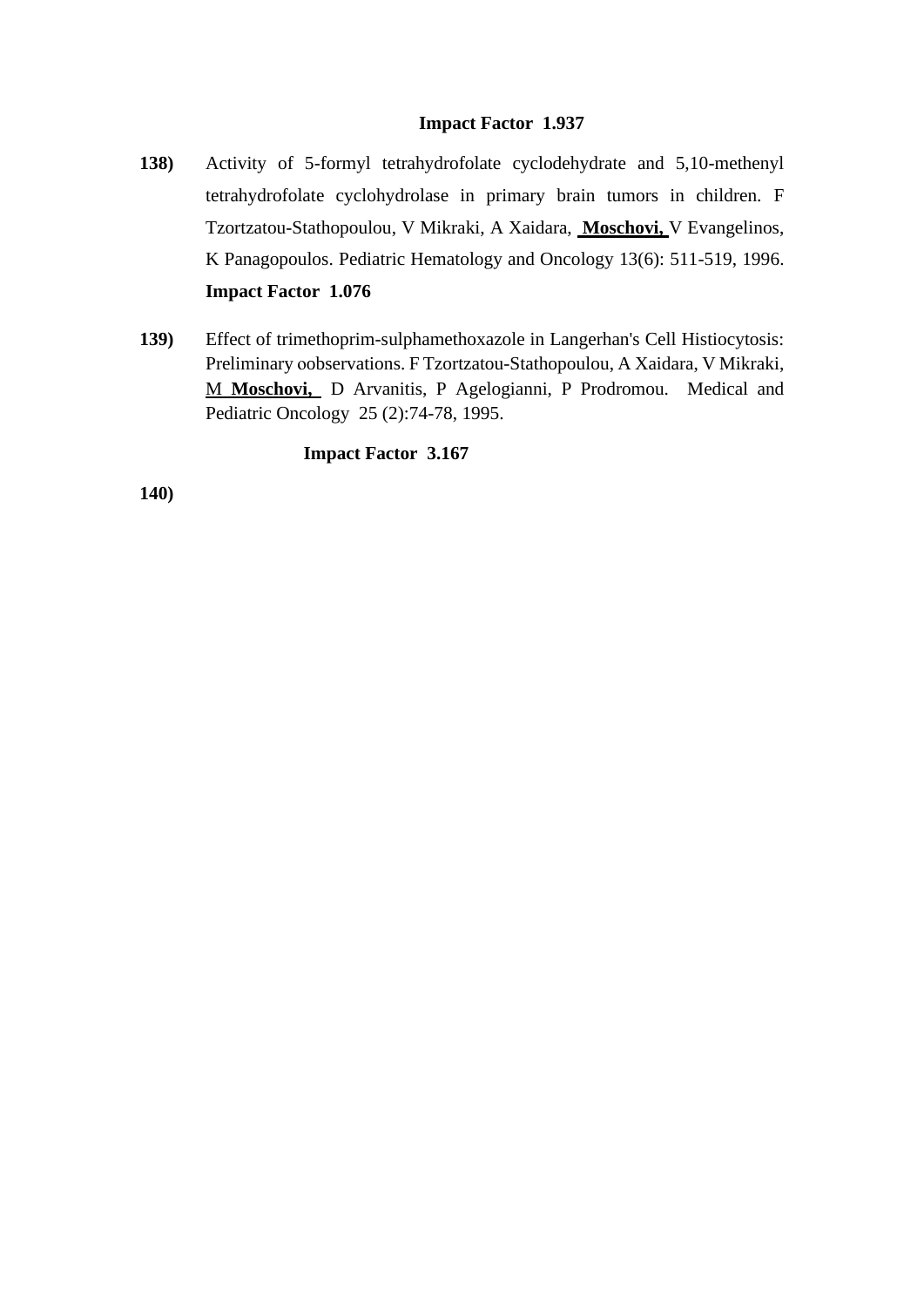**Impact Factor 1.937**

**138)** Activity of 5-formyl tetrahydrofolate cyclodehydrate and 5,10-methenyl tetrahydrofolate cyclohydrolase in primary brain tumors in children. F Tzortzatou-Stathopoulou, V Mikraki, A Xaidara, **Moschovi,** V Evangelinos, K Panagopoulos. Pediatric Hematology and Oncology 13(6): 511-519, 1996. **Impact Factor 1.076**

**139)** Effect of trimethoprim-sulphamethoxazole in Langerhan's Cell Histiocytosis: Preliminary oobservations. F Tzortzatou-Stathopoulou, A Xaidara, V Mikraki, M **Moschovi,** D Arvanitis, P Agelogianni, P Prodromou. Medical and Pediatric Oncology 25 (2):74-78, 1995.

**Impact Factor 3.167**

**140)**